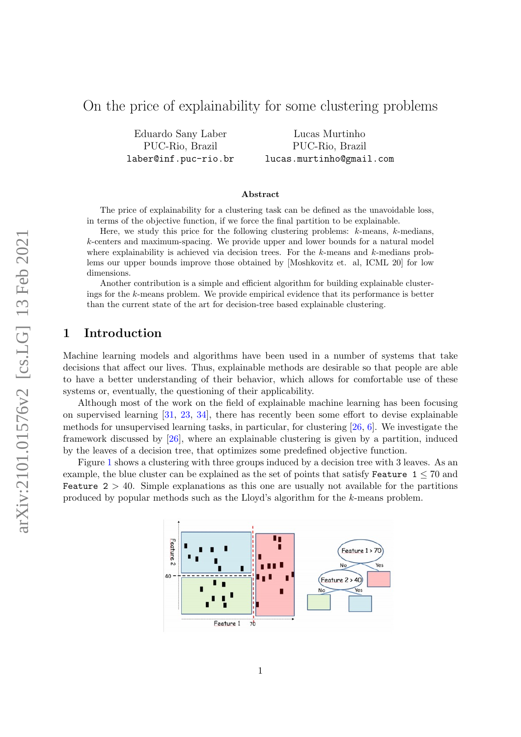# On the price of explainability for some clustering problems

Eduardo Sany Laber
PUC-Rio, Brazil
laber@inf.puc-rio.br

Lucas Murtinho
PUC-Rio, Brazil
lucas.murtinho@gmail.com

### Abstract

The price of explainability for a clustering task can be defined as the unavoidable loss, in terms of the objective function, if we force the final partition to be explainable.

Here, we study this price for the following clustering problems: $k$-means, $k$-medians, $k$-centers and maximum-spacing. We provide upper and lower bounds for a natural model where explainability is achieved via decision trees. For the $k$-means and $k$-medians problems our upper bounds improve those obtained by [Moshkovitz et. al, ICML 20] for low dimensions.

Another contribution is a simple and efficient algorithm for building explainable clusterings for the $k$-means problem. We provide empirical evidence that its performance is better than the current state of the art for decision-tree based explainable clustering.

## 1 Introduction

Machine learning models and algorithms have been used in a number of systems that take decisions that affect our lives. Thus, explainable methods are desirable so that people are able to have a better understanding of their behavior, which allows for comfortable use of these systems or, eventually, the questioning of their applicability.

Although most of the work on the field of explainable machine learning has been focusing on supervised learning [31, 23, 34], there has recently been some effort to devise explainable methods for unsupervised learning tasks, in particular, for clustering [26, 6]. We investigate the framework discussed by [26], where an explainable clustering is given by a partition, induced by the leaves of a decision tree, that optimizes some predefined objective function.

Figure 1 shows a clustering with three groups induced by a decision tree with 3 leaves. As an example, the blue cluster can be explained as the set of points that satisfy `Feature 1` $\leq 70$ and `Feature 2` $> 40$. Simple explanations as this one are usually not available for the partitions produced by popular methods such as the Lloyd's algorithm for the $k$-means problem.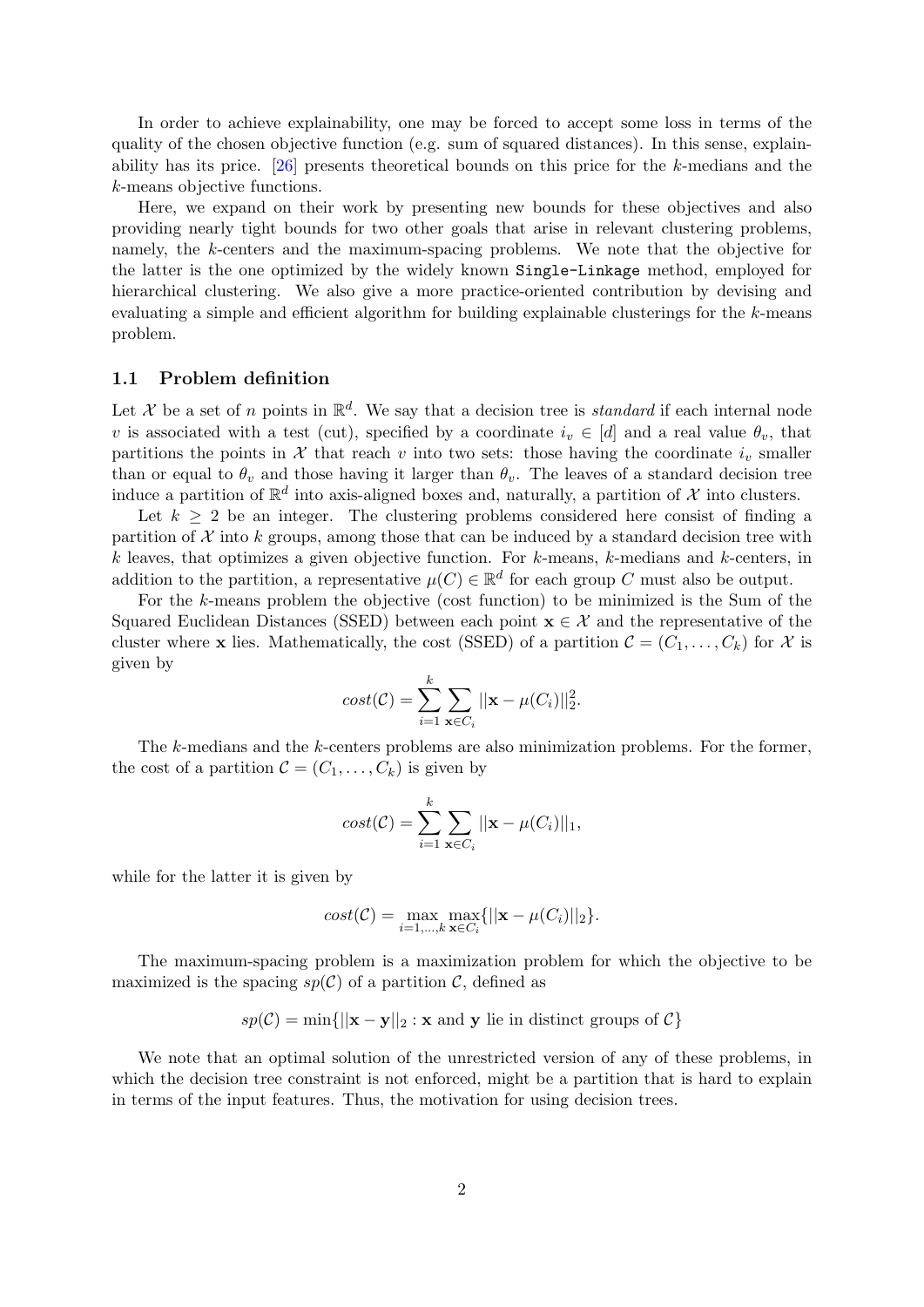In order to achieve explainability, one may be forced to accept some loss in terms of the quality of the chosen objective function (e.g. sum of squared distances). In this sense, explainability has its price. [26] presents theoretical bounds on this price for the $k$-medians and the $k$-means objective functions.

Here, we expand on their work by presenting new bounds for these objectives and also providing nearly tight bounds for two other goals that arise in relevant clustering problems, namely, the $k$-centers and the maximum-spacing problems. We note that the objective for the latter is the one optimized by the widely known `Single-Linkage` method, employed for hierarchical clustering. We also give a more practice-oriented contribution by devising and evaluating a simple and efficient algorithm for building explainable clusterings for the $k$-means problem.

### 1.1 Problem definition

Let $\mathcal{X}$ be a set of $n$ points in $\mathbb{R}^d$. We say that a decision tree is *standard* if each internal node $v$ is associated with a test (cut), specified by a coordinate $i_v \in [d]$ and a real value $\theta_v$, that partitions the points in $\mathcal{X}$ that reach $v$ into two sets: those having the coordinate $i_v$ smaller than or equal to $\theta_v$ and those having it larger than $\theta_v$. The leaves of a standard decision tree induce a partition of $\mathbb{R}^d$ into axis-aligned boxes and, naturally, a partition of $\mathcal{X}$ into clusters.

Let $k \geq 2$ be an integer. The clustering problems considered here consist of finding a partition of $\mathcal{X}$ into $k$ groups, among those that can be induced by a standard decision tree with $k$ leaves, that optimizes a given objective function. For $k$-means, $k$-medians and $k$-centers, in addition to the partition, a representative $\mu(C) \in \mathbb{R}^d$ for each group $C$ must also be output.

For the $k$-means problem the objective (cost function) to be minimized is the Sum of the Squared Euclidean Distances (SSED) between each point $\mathbf{x} \in \mathcal{X}$ and the representative of the cluster where $\mathbf{x}$ lies. Mathematically, the cost (SSED) of a partition $\mathcal{C} = (C_1, \ldots, C_k)$ for $\mathcal{X}$ is given by

$$cost(\mathcal{C}) = \sum_{i=1}^{k} \sum_{\mathbf{x} \in C_i} ||\mathbf{x} - \mu(C_i)||_2^2.$$

The $k$-medians and the $k$-centers problems are also minimization problems. For the former, the cost of a partition $\mathcal{C} = (C_1, \ldots, C_k)$ is given by

$$cost(\mathcal{C}) = \sum_{i=1}^{k} \sum_{\mathbf{x} \in C_i} ||\mathbf{x} - \mu(C_i)||_1,$$

while for the latter it is given by

$$cost(\mathcal{C}) = \max_{i=1,\ldots,k} \max_{\mathbf{x} \in C_i} \{||\mathbf{x} - \mu(C_i)||_2\}.$$

The maximum-spacing problem is a maximization problem for which the objective to be maximized is the spacing $sp(\mathcal{C})$ of a partition $\mathcal{C}$, defined as

$$sp(\mathcal{C}) = \min\{||\mathbf{x} - \mathbf{y}||_2 : \mathbf{x} \text{ and } \mathbf{y} \text{ lie in distinct groups of } \mathcal{C}\}$$

We note that an optimal solution of the unrestricted version of any of these problems, in which the decision tree constraint is not enforced, might be a partition that is hard to explain in terms of the input features. Thus, the motivation for using decision trees.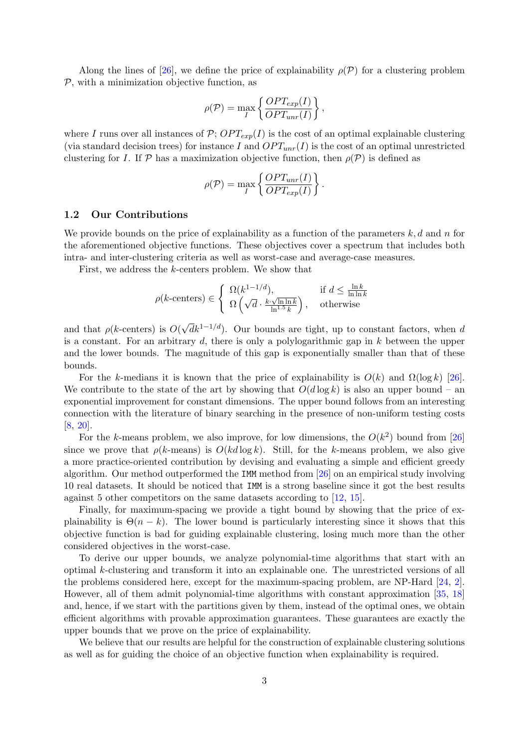Along the lines of [26], we define the price of explainability $\rho(\mathcal{P})$ for a clustering problem $\mathcal{P}$, with a minimization objective function, as

$$\rho(\mathcal{P}) = \max_I \left\{ \frac{OPT_{exp}(I)}{OPT_{unr}(I)} \right\},$$

where $I$ runs over all instances of $\mathcal{P}$; $OPT_{exp}(I)$ is the cost of an optimal explainable clustering (via standard decision trees) for instance $I$ and $OPT_{unr}(I)$ is the cost of an optimal unrestricted clustering for $I$. If $\mathcal{P}$ has a maximization objective function, then $\rho(\mathcal{P})$ is defined as

$$\rho(\mathcal{P}) = \max_I \left\{ \frac{OPT_{unr}(I)}{OPT_{exp}(I)} \right\}.$$

## 1.2 Our Contributions

We provide bounds on the price of explainability as a function of the parameters $k, d$ and $n$ for the aforementioned objective functions. These objectives cover a spectrum that includes both intra- and inter-clustering criteria as well as worst-case and average-case measures.

First, we address the $k$-centers problem. We show that

$$\rho(k\text{-centers}) \in \begin{cases} \Omega(k^{1-1/d}), & \text{if } d \leq \frac{\ln k}{\ln \ln k} \\ \Omega\left(\sqrt{d} \cdot \frac{k \cdot \sqrt{\ln \ln k}}{\ln^{1.5} k}\right), & \text{otherwise} \end{cases}$$

and that $\rho(k\text{-centers})$ is $O(\sqrt{d}k^{1-1/d})$. Our bounds are tight, up to constant factors, when $d$ is a constant. For an arbitrary $d$, there is only a polylogarithmic gap in $k$ between the upper and the lower bounds. The magnitude of this gap is exponentially smaller than that of these bounds.

For the $k$-medians it is known that the price of explainability is $O(k)$ and $\Omega(\log k)$ [26]. We contribute to the state of the art by showing that $O(d \log k)$ is also an upper bound – an exponential improvement for constant dimensions. The upper bound follows from an interesting connection with the literature of binary searching in the presence of non-uniform testing costs [8, 20].

For the $k$-means problem, we also improve, for low dimensions, the $O(k^2)$ bound from [26] since we prove that $\rho(k\text{-means})$ is $O(kd \log k)$. Still, for the $k$-means problem, we also give a more practice-oriented contribution by devising and evaluating a simple and efficient greedy algorithm. Our method outperformed the `IMM` method from [26] on an empirical study involving 10 real datasets. It should be noticed that `IMM` is a strong baseline since it got the best results against 5 other competitors on the same datasets according to [12, 15].

Finally, for maximum-spacing we provide a tight bound by showing that the price of explainability is $\Theta(n - k)$. The lower bound is particularly interesting since it shows that this objective function is bad for guiding explainable clustering, losing much more than the other considered objectives in the worst-case.

To derive our upper bounds, we analyze polynomial-time algorithms that start with an optimal $k$-clustering and transform it into an explainable one. The unrestricted versions of all the problems considered here, except for the maximum-spacing problem, are NP-Hard [24, 2]. However, all of them admit polynomial-time algorithms with constant approximation [35, 18] and, hence, if we start with the partitions given by them, instead of the optimal ones, we obtain efficient algorithms with provable approximation guarantees. These guarantees are exactly the upper bounds that we prove on the price of explainability.

We believe that our results are helpful for the construction of explainable clustering solutions as well as for guiding the choice of an objective function when explainability is required.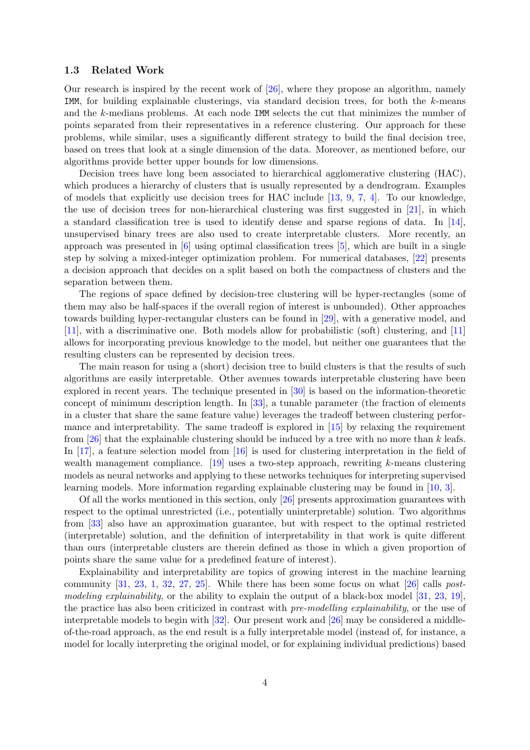### 1.3 Related Work

Our research is inspired by the recent work of [26], where they propose an algorithm, namely `IMM`, for building explainable clusterings, via standard decision trees, for both the $k$-means and the $k$-medians problems. At each node `IMM` selects the cut that minimizes the number of points separated from their representatives in a reference clustering. Our approach for these problems, while similar, uses a significantly different strategy to build the final decision tree, based on trees that look at a single dimension of the data. Moreover, as mentioned before, our algorithms provide better upper bounds for low dimensions.

Decision trees have long been associated to hierarchical agglomerative clustering (HAC), which produces a hierarchy of clusters that is usually represented by a dendrogram. Examples of models that explicitly use decision trees for HAC include [13, 9, 7, 4]. To our knowledge, the use of decision trees for non-hierarchical clustering was first suggested in [21], in which a standard classification tree is used to identify dense and sparse regions of data. In [14], unsupervised binary trees are also used to create interpretable clusters. More recently, an approach was presented in [6] using optimal classification trees [5], which are built in a single step by solving a mixed-integer optimization problem. For numerical databases, [22] presents a decision approach that decides on a split based on both the compactness of clusters and the separation between them.

The regions of space defined by decision-tree clustering will be hyper-rectangles (some of them may also be half-spaces if the overall region of interest is unbounded). Other approaches towards building hyper-rectangular clusters can be found in [29], with a generative model, and [11], with a discriminative one. Both models allow for probabilistic (soft) clustering, and [11] allows for incorporating previous knowledge to the model, but neither one guarantees that the resulting clusters can be represented by decision trees.

The main reason for using a (short) decision tree to build clusters is that the results of such algorithms are easily interpretable. Other avenues towards interpretable clustering have been explored in recent years. The technique presented in [30] is based on the information-theoretic concept of minimum description length. In [33], a tunable parameter (the fraction of elements in a cluster that share the same feature value) leverages the tradeoff between clustering performance and interpretability. The same tradeoff is explored in [15] by relaxing the requirement from [26] that the explainable clustering should be induced by a tree with no more than $k$ leafs. In [17], a feature selection model from [16] is used for clustering interpretation in the field of wealth management compliance. [19] uses a two-step approach, rewriting $k$-means clustering models as neural networks and applying to these networks techniques for interpreting supervised learning models. More information regarding explainable clustering may be found in [10, 3].

Of all the works mentioned in this section, only [26] presents approximation guarantees with respect to the optimal unrestricted (i.e., potentially uninterpretable) solution. Two algorithms from [33] also have an approximation guarantee, but with respect to the optimal restricted (interpretable) solution, and the definition of interpretability in that work is quite different than ours (interpretable clusters are therein defined as those in which a given proportion of points share the same value for a predefined feature of interest).

Explainability and interpretability are topics of growing interest in the machine learning community [31, 23, 1, 32, 27, 25]. While there has been some focus on what [26] calls *post-modeling explainability*, or the ability to explain the output of a black-box model [31, 23, 19], the practice has also been criticized in contrast with *pre-modelling explainability*, or the use of interpretable models to begin with [32]. Our present work and [26] may be considered a middle-of-the-road approach, as the end result is a fully interpretable model (instead of, for instance, a model for locally interpreting the original model, or for explaining individual predictions) based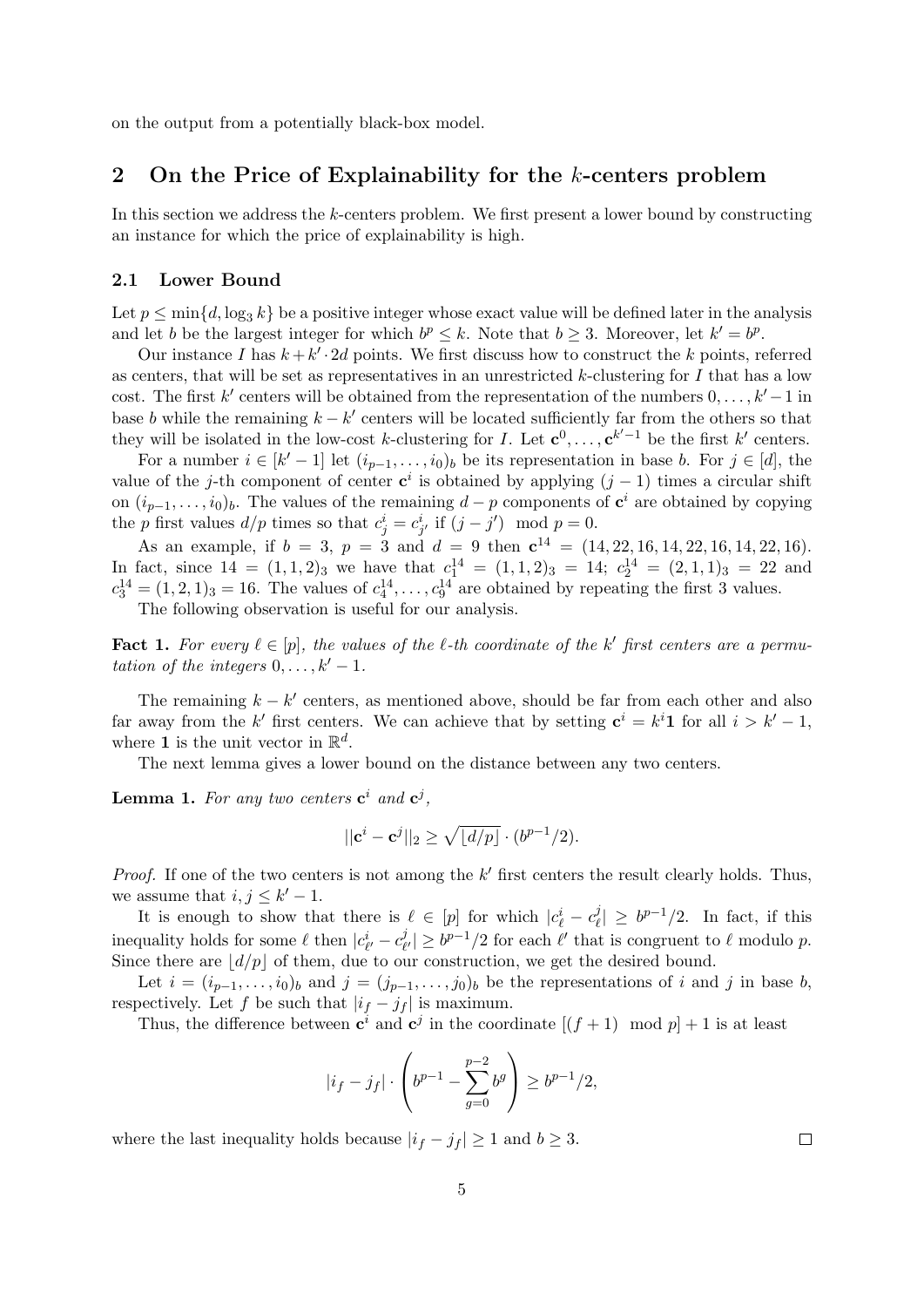on the output from a potentially black-box model.

## 2 On the Price of Explainability for the $k$-centers problem

In this section we address the $k$-centers problem. We first present a lower bound by constructing an instance for which the price of explainability is high.

### 2.1 Lower Bound

Let $p \le \min\{d, \log_3 k\}$ be a positive integer whose exact value will be defined later in the analysis and let $b$ be the largest integer for which $b^p \le k$. Note that $b \ge 3$. Moreover, let $k' = b^p$.

Our instance $I$ has $k + k' \cdot 2d$ points. We first discuss how to construct the $k$ points, referred as centers, that will be set as representatives in an unrestricted $k$-clustering for $I$ that has a low cost. The first $k'$ centers will be obtained from the representation of the numbers $0, \ldots, k'-1$ in base $b$ while the remaining $k - k'$ centers will be located sufficiently far from the others so that they will be isolated in the low-cost $k$-clustering for $I$. Let $\mathbf{c}^0, \ldots, \mathbf{c}^{k'-1}$ be the first $k'$ centers.

For a number $i \in [k'-1]$ let $(i_{p-1}, \ldots, i_0)_b$ be its representation in base $b$. For $j \in [d]$, the value of the $j$-th component of center $\mathbf{c}^i$ is obtained by applying $(j-1)$ times a circular shift on $(i_{p-1}, \ldots, i_0)_b$. The values of the remaining $d-p$ components of $\mathbf{c}^i$ are obtained by copying the $p$ first values $d/p$ times so that $c^i_j = c^i_{j'}$ if $(j - j') \mod p = 0$.

As an example, if $b = 3$, $p = 3$ and $d = 9$ then $\mathbf{c}^{14} = (14, 22, 16, 14, 22, 16, 14, 22, 16)$. In fact, since $14 = (1,1,2)_3$ we have that $c^{14}_1 = (1,1,2)_3 = 14$; $c^{14}_2 = (2,1,1)_3 = 22$ and $c^{14}_3 = (1,2,1)_3 = 16$. The values of $c^{14}_4, \ldots, c^{14}_9$ are obtained by repeating the first 3 values.

The following observation is useful for our analysis.

**Fact 1.** *For every $\ell \in [p]$, the values of the $\ell$-th coordinate of the $k'$ first centers are a permutation of the integers $0, \ldots, k'-1$.*

The remaining $k - k'$ centers, as mentioned above, should be far from each other and also far away from the $k'$ first centers. We can achieve that by setting $\mathbf{c}^i = k^i \mathbf{1}$ for all $i > k'-1$, where $\mathbf{1}$ is the unit vector in $\mathbb{R}^d$.

The next lemma gives a lower bound on the distance between any two centers.

**Lemma 1.** *For any two centers $\mathbf{c}^i$ and $\mathbf{c}^j$,*

$$||\mathbf{c}^i - \mathbf{c}^j||_2 \ge \sqrt{\lfloor d/p \rfloor} \cdot (b^{p-1}/2).$$

*Proof.* If one of the two centers is not among the $k'$ first centers the result clearly holds. Thus, we assume that $i, j \le k'-1$.

It is enough to show that there is $\ell \in [p]$ for which $|c^i_\ell - c^j_\ell| \ge b^{p-1}/2$. In fact, if this inequality holds for some $\ell$ then $|c^i_{\ell'} - c^j_{\ell'}| \ge b^{p-1}/2$ for each $\ell'$ that is congruent to $\ell$ modulo $p$. Since there are $\lfloor d/p \rfloor$ of them, due to our construction, we get the desired bound.

Let $i = (i_{p-1}, \ldots, i_0)_b$ and $j = (j_{p-1}, \ldots, j_0)_b$ be the representations of $i$ and $j$ in base $b$, respectively. Let $f$ be such that $|i_f - j_f|$ is maximum.

Thus, the difference between $\mathbf{c}^i$ and $\mathbf{c}^j$ in the coordinate $[(f+1) \mod p] + 1$ is at least

$$|i_f - j_f| \cdot \left( b^{p-1} - \sum_{g=0}^{p-2} b^g \right) \ge b^{p-1}/2,$$

where the last inequality holds because $|i_f - j_f| \ge 1$ and $b \ge 3$. $\square$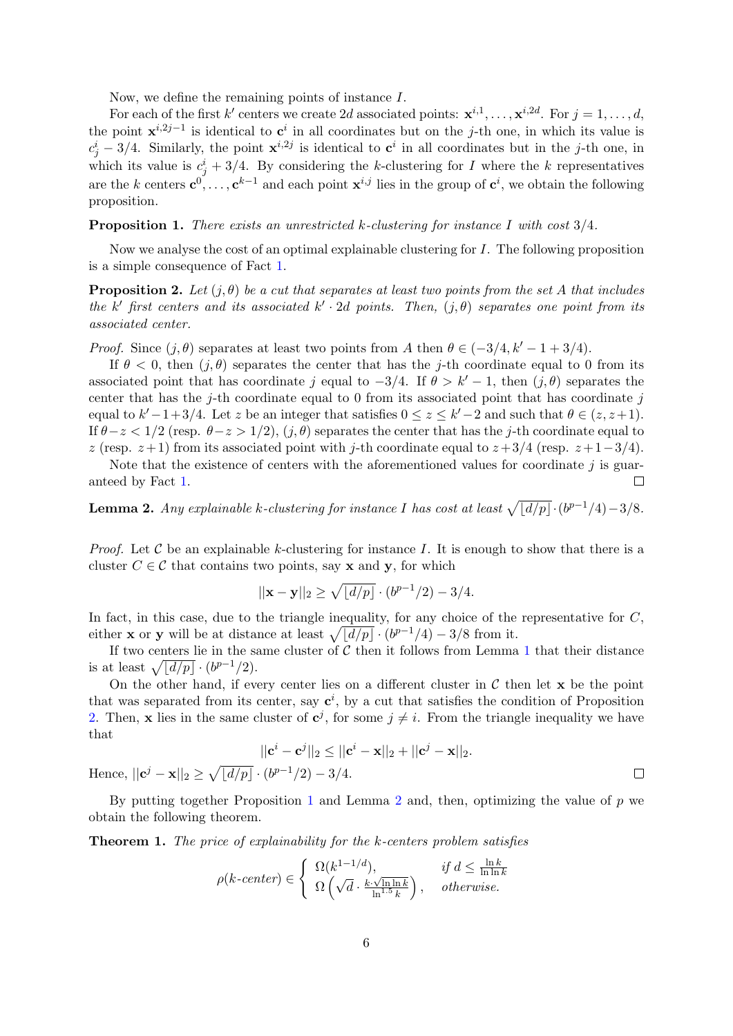Now, we define the remaining points of instance $I$.

For each of the first $k'$ centers we create $2d$ associated points: $\mathbf{x}^{i,1}, \ldots, \mathbf{x}^{i,2d}$. For $j = 1, \ldots, d$, the point $\mathbf{x}^{i,2j-1}$ is identical to $\mathbf{c}^i$ in all coordinates but on the $j$-th one, in which its value is $c^i_j - 3/4$. Similarly, the point $\mathbf{x}^{i,2j}$ is identical to $\mathbf{c}^i$ in all coordinates but in the $j$-th one, in which its value is $c^i_j + 3/4$. By considering the $k$-clustering for $I$ where the $k$ representatives are the $k$ centers $\mathbf{c}^0, \ldots, \mathbf{c}^{k-1}$ and each point $\mathbf{x}^{i,j}$ lies in the group of $\mathbf{c}^i$, we obtain the following proposition.

**Proposition 1.** *There exists an unrestricted $k$-clustering for instance $I$ with cost $3/4$.*

Now we analyse the cost of an optimal explainable clustering for $I$. The following proposition is a simple consequence of Fact 1.

**Proposition 2.** *Let $(j, \theta)$ be a cut that separates at least two points from the set $A$ that includes the $k'$ first centers and its associated $k' \cdot 2d$ points. Then, $(j, \theta)$ separates one point from its associated center.*

*Proof.* Since $(j, \theta)$ separates at least two points from $A$ then $\theta \in (-3/4, k' - 1 + 3/4)$.

If $\theta < 0$, then $(j, \theta)$ separates the center that has the $j$-th coordinate equal to 0 from its associated point that has coordinate $j$ equal to $-3/4$. If $\theta > k' - 1$, then $(j, \theta)$ separates the center that has the $j$-th coordinate equal to 0 from its associated point that has coordinate $j$ equal to $k' - 1 + 3/4$. Let $z$ be an integer that satisfies $0 \leq z \leq k' - 2$ and such that $\theta \in (z, z+1)$. If $\theta - z < 1/2$ (resp. $\theta - z > 1/2$), $(j, \theta)$ separates the center that has the $j$-th coordinate equal to $z$ (resp. $z+1$) from its associated point with $j$-th coordinate equal to $z + 3/4$ (resp. $z + 1 - 3/4$).

Note that the existence of centers with the aforementioned values for coordinate $j$ is guaranteed by Fact 1. $\square$

**Lemma 2.** *Any explainable $k$-clustering for instance $I$ has cost at least $\sqrt{\lfloor d/p \rfloor} \cdot (b^{p-1}/4) - 3/8$.*

*Proof.* Let $\mathcal{C}$ be an explainable $k$-clustering for instance $I$. It is enough to show that there is a cluster $C \in \mathcal{C}$ that contains two points, say $\mathbf{x}$ and $\mathbf{y}$, for which

$$||\mathbf{x} - \mathbf{y}||_2 \geq \sqrt{\lfloor d/p \rfloor} \cdot (b^{p-1}/2) - 3/4.$$

In fact, in this case, due to the triangle inequality, for any choice of the representative for $C$, either $\mathbf{x}$ or $\mathbf{y}$ will be at distance at least $\sqrt{\lfloor d/p \rfloor} \cdot (b^{p-1}/4) - 3/8$ from it.

If two centers lie in the same cluster of $\mathcal{C}$ then it follows from Lemma 1 that their distance is at least $\sqrt{\lfloor d/p \rfloor} \cdot (b^{p-1}/2)$.

On the other hand, if every center lies on a different cluster in $\mathcal{C}$ then let $\mathbf{x}$ be the point that was separated from its center, say $\mathbf{c}^i$, by a cut that satisfies the condition of Proposition 2. Then, $\mathbf{x}$ lies in the same cluster of $\mathbf{c}^j$, for some $j \neq i$. From the triangle inequality we have that

$$||\mathbf{c}^i - \mathbf{c}^j||_2 \leq ||\mathbf{c}^i - \mathbf{x}||_2 + ||\mathbf{c}^j - \mathbf{x}||_2.$$

Hence, $||\mathbf{c}^j - \mathbf{x}||_2 \geq \sqrt{\lfloor d/p \rfloor} \cdot (b^{p-1}/2) - 3/4$. $\square$

By putting together Proposition 1 and Lemma 2 and, then, optimizing the value of $p$ we obtain the following theorem.

**Theorem 1.** *The price of explainability for the $k$-centers problem satisfies*

$$\rho(k\text{-}center) \in \begin{cases} \Omega(k^{1-1/d}), & \text{if } d \leq \frac{\ln k}{\ln \ln k} \\ \Omega\left(\sqrt{d} \cdot \frac{k \cdot \sqrt{\ln \ln k}}{\ln^{1.5} k}\right), & \text{otherwise.} \end{cases}$$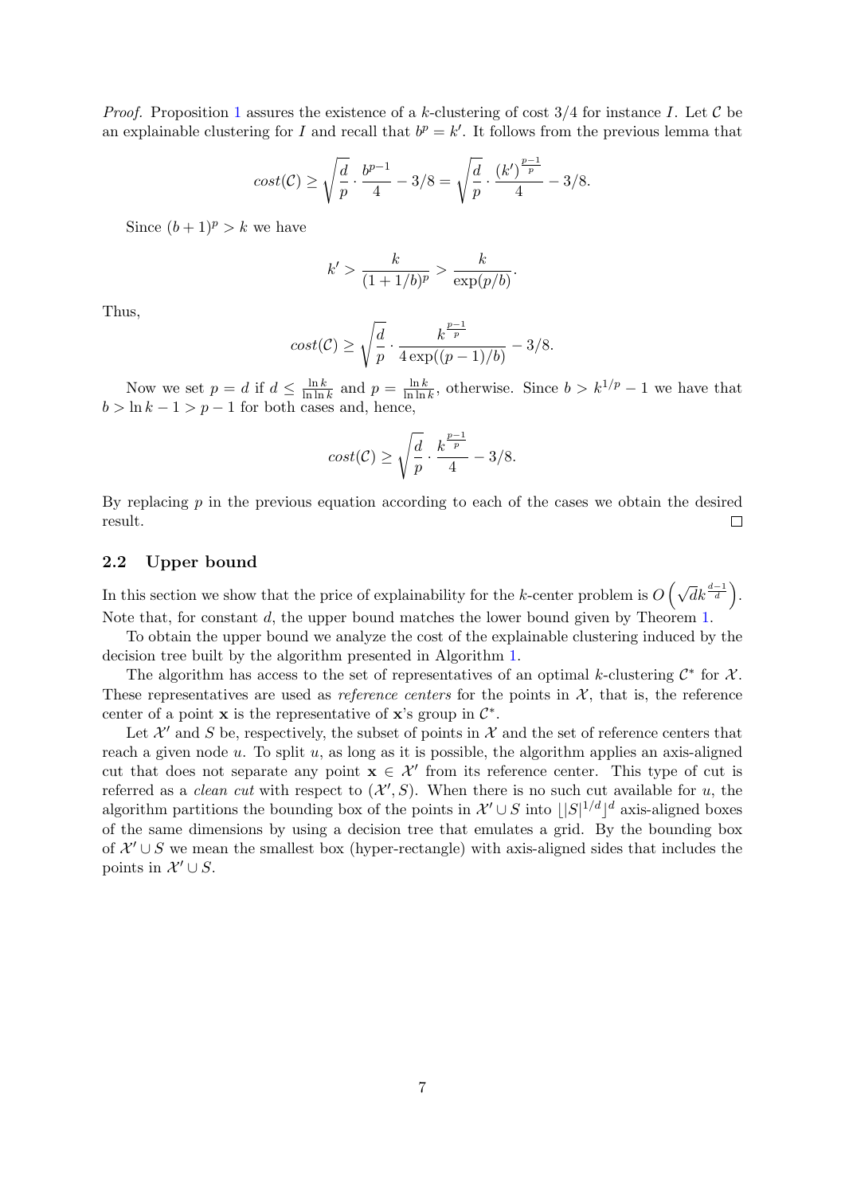*Proof.* Proposition 1 assures the existence of a $k$-clustering of cost 3/4 for instance $I$. Let $\mathcal{C}$ be an explainable clustering for $I$ and recall that $b^p = k'$. It follows from the previous lemma that

$$cost(\mathcal{C}) \geq \sqrt{\frac{d}{p}} \cdot \frac{b^{p-1}}{4} - 3/8 = \sqrt{\frac{d}{p}} \cdot \frac{(k')^{\frac{p-1}{p}}}{4} - 3/8.$$

Since $(b+1)^p > k$ we have

$$k' > \frac{k}{(1+1/b)^p} > \frac{k}{\exp(p/b)}.$$

Thus,

$$cost(\mathcal{C}) \geq \sqrt{\frac{d}{p}} \cdot \frac{k^{\frac{p-1}{p}}}{4\exp((p-1)/b)} - 3/8.$$

Now we set $p = d$ if $d \leq \frac{\ln k}{\ln \ln k}$ and $p = \frac{\ln k}{\ln \ln k}$, otherwise. Since $b > k^{1/p} - 1$ we have that $b > \ln k - 1 > p - 1$ for both cases and, hence,

$$cost(\mathcal{C}) \geq \sqrt{\frac{d}{p}} \cdot \frac{k^{\frac{p-1}{p}}}{4} - 3/8.$$

By replacing $p$ in the previous equation according to each of the cases we obtain the desired result. ◻

### 2.2 Upper bound

In this section we show that the price of explainability for the $k$-center problem is $O\left(\sqrt{d}k^{\frac{d-1}{d}}\right)$. Note that, for constant $d$, the upper bound matches the lower bound given by Theorem 1.

To obtain the upper bound we analyze the cost of the explainable clustering induced by the decision tree built by the algorithm presented in Algorithm 1.

The algorithm has access to the set of representatives of an optimal $k$-clustering $\mathcal{C}^*$ for $\mathcal{X}$. These representatives are used as *reference centers* for the points in $\mathcal{X}$, that is, the reference center of a point $\mathbf{x}$ is the representative of $\mathbf{x}$'s group in $\mathcal{C}^*$.

Let $\mathcal{X}'$ and $S$ be, respectively, the subset of points in $\mathcal{X}$ and the set of reference centers that reach a given node $u$. To split $u$, as long as it is possible, the algorithm applies an axis-aligned cut that does not separate any point $\mathbf{x} \in \mathcal{X}'$ from its reference center. This type of cut is referred as a *clean cut* with respect to $(\mathcal{X}', S)$. When there is no such cut available for $u$, the algorithm partitions the bounding box of the points in $\mathcal{X}' \cup S$ into $\lfloor |S|^{1/d} \rfloor^d$ axis-aligned boxes of the same dimensions by using a decision tree that emulates a grid. By the bounding box of $\mathcal{X}' \cup S$ we mean the smallest box (hyper-rectangle) with axis-aligned sides that includes the points in $\mathcal{X}' \cup S$.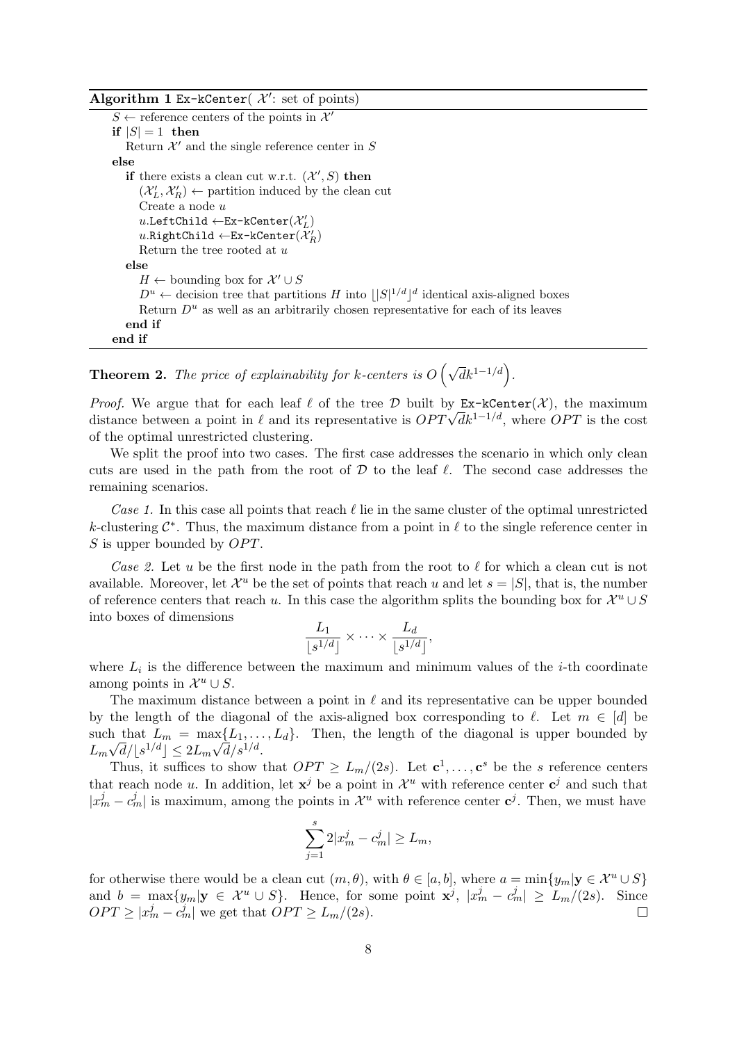**Algorithm 1** `Ex-kCenter`( $\mathcal{X}'$: set of points)

```
S ← reference centers of the points in X'
if |S| = 1 then
    Return X' and the single reference center in S
else
    if there exists a clean cut w.r.t. (X', S) then
        (X'_L, X'_R) ← partition induced by the clean cut
        Create a node u
        u.LeftChild ← Ex-kCenter(X'_L)
        u.RightChild ← Ex-kCenter(X'_R)
        Return the tree rooted at u
    else
        H ← bounding box for X' ∪ S
        D^u ← decision tree that partitions H into ⌊|S|^{1/d}⌋^d identical axis-aligned boxes
        Return D^u as well as an arbitrarily chosen representative for each of its leaves
    end if
end if
```

**Theorem 2.** *The price of explainability for k-centers is $O\left(\sqrt{d}k^{1-1/d}\right)$.*

*Proof.* We argue that for each leaf $\ell$ of the tree $\mathcal{D}$ built by `Ex-kCenter`($\mathcal{X}$), the maximum distance between a point in $\ell$ and its representative is $OPT\sqrt{d}k^{1-1/d}$, where $OPT$ is the cost of the optimal unrestricted clustering.

We split the proof into two cases. The first case addresses the scenario in which only clean cuts are used in the path from the root of $\mathcal{D}$ to the leaf $\ell$. The second case addresses the remaining scenarios.

*Case 1.* In this case all points that reach $\ell$ lie in the same cluster of the optimal unrestricted $k$-clustering $\mathcal{C}^*$. Thus, the maximum distance from a point in $\ell$ to the single reference center in $S$ is upper bounded by $OPT$.

*Case 2.* Let $u$ be the first node in the path from the root to $\ell$ for which a clean cut is not available. Moreover, let $\mathcal{X}^u$ be the set of points that reach $u$ and let $s = |S|$, that is, the number of reference centers that reach $u$. In this case the algorithm splits the bounding box for $\mathcal{X}^u \cup S$ into boxes of dimensions

$$\frac{L_1}{\lfloor s^{1/d} \rfloor} \times \cdots \times \frac{L_d}{\lfloor s^{1/d} \rfloor},$$

where $L_i$ is the difference between the maximum and minimum values of the $i$-th coordinate among points in $\mathcal{X}^u \cup S$.

The maximum distance between a point in $\ell$ and its representative can be upper bounded by the length of the diagonal of the axis-aligned box corresponding to $\ell$. Let $m \in [d]$ be such that $L_m = \max\{L_1, \ldots, L_d\}$. Then, the length of the diagonal is upper bounded by $L_m\sqrt{d}/\lfloor s^{1/d} \rfloor \leq 2L_m\sqrt{d}/s^{1/d}$.

Thus, it suffices to show that $OPT \geq L_m/(2s)$. Let $\mathbf{c}^1, \ldots, \mathbf{c}^s$ be the $s$ reference centers that reach node $u$. In addition, let $\mathbf{x}^j$ be a point in $\mathcal{X}^u$ with reference center $\mathbf{c}^j$ and such that $|x_m^j - c_m^j|$ is maximum, among the points in $\mathcal{X}^u$ with reference center $\mathbf{c}^j$. Then, we must have

$$\sum_{j=1}^{s} 2|x_m^j - c_m^j| \geq L_m,$$

for otherwise there would be a clean cut $(m, \theta)$, with $\theta \in [a, b]$, where $a = \min\{y_m | \mathbf{y} \in \mathcal{X}^u \cup S\}$ and $b = \max\{y_m | \mathbf{y} \in \mathcal{X}^u \cup S\}$. Hence, for some point $\mathbf{x}^j$, $|x_m^j - c_m^j| \geq L_m/(2s)$. Since $OPT \geq |x_m^j - c_m^j|$ we get that $OPT \geq L_m/(2s)$. □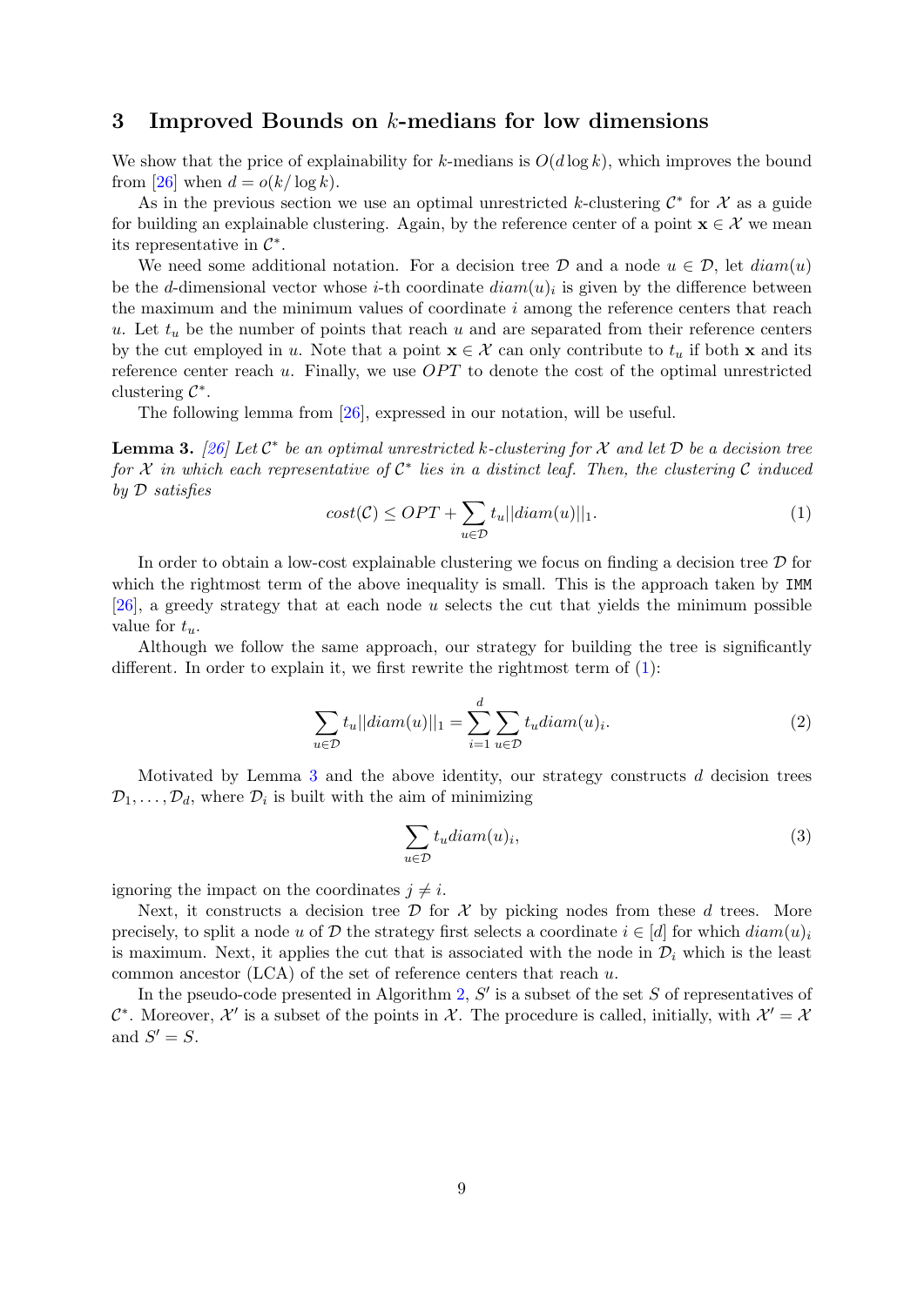## 3 Improved Bounds on $k$-medians for low dimensions

We show that the price of explainability for $k$-medians is $O(d \log k)$, which improves the bound from [26] when $d = o(k/\log k)$.

As in the previous section we use an optimal unrestricted $k$-clustering $\mathcal{C}^*$ for $\mathcal{X}$ as a guide for building an explainable clustering. Again, by the reference center of a point $\mathbf{x} \in \mathcal{X}$ we mean its representative in $\mathcal{C}^*$.

We need some additional notation. For a decision tree $\mathcal{D}$ and a node $u \in \mathcal{D}$, let $diam(u)$ be the $d$-dimensional vector whose $i$-th coordinate $diam(u)_i$ is given by the difference between the maximum and the minimum values of coordinate $i$ among the reference centers that reach $u$. Let $t_u$ be the number of points that reach $u$ and are separated from their reference centers by the cut employed in $u$. Note that a point $\mathbf{x} \in \mathcal{X}$ can only contribute to $t_u$ if both $\mathbf{x}$ and its reference center reach $u$. Finally, we use $OPT$ to denote the cost of the optimal unrestricted clustering $\mathcal{C}^*$.

The following lemma from [26], expressed in our notation, will be useful.

**Lemma 3.** *[26] Let $\mathcal{C}^*$ be an optimal unrestricted $k$-clustering for $\mathcal{X}$ and let $\mathcal{D}$ be a decision tree for $\mathcal{X}$ in which each representative of $\mathcal{C}^*$ lies in a distinct leaf. Then, the clustering $\mathcal{C}$ induced by $\mathcal{D}$ satisfies*

$$cost(\mathcal{C}) \leq OPT + \sum_{u \in \mathcal{D}} t_u ||diam(u)||_1. \tag{1}$$

In order to obtain a low-cost explainable clustering we focus on finding a decision tree $\mathcal{D}$ for which the rightmost term of the above inequality is small. This is the approach taken by IMM [26], a greedy strategy that at each node $u$ selects the cut that yields the minimum possible value for $t_u$.

Although we follow the same approach, our strategy for building the tree is significantly different. In order to explain it, we first rewrite the rightmost term of (1):

$$\sum_{u \in \mathcal{D}} t_u ||diam(u)||_1 = \sum_{i=1}^{d} \sum_{u \in \mathcal{D}} t_u diam(u)_i. \tag{2}$$

Motivated by Lemma 3 and the above identity, our strategy constructs $d$ decision trees $\mathcal{D}_1, \ldots, \mathcal{D}_d$, where $\mathcal{D}_i$ is built with the aim of minimizing

$$\sum_{u \in \mathcal{D}} t_u diam(u)_i, \tag{3}$$

ignoring the impact on the coordinates $j \neq i$.

Next, it constructs a decision tree $\mathcal{D}$ for $\mathcal{X}$ by picking nodes from these $d$ trees. More precisely, to split a node $u$ of $\mathcal{D}$ the strategy first selects a coordinate $i \in [d]$ for which $diam(u)_i$ is maximum. Next, it applies the cut that is associated with the node in $\mathcal{D}_i$ which is the least common ancestor (LCA) of the set of reference centers that reach $u$.

In the pseudo-code presented in Algorithm 2, $S'$ is a subset of the set $S$ of representatives of $\mathcal{C}^*$. Moreover, $\mathcal{X}'$ is a subset of the points in $\mathcal{X}$. The procedure is called, initially, with $\mathcal{X}' = \mathcal{X}$ and $S' = S$.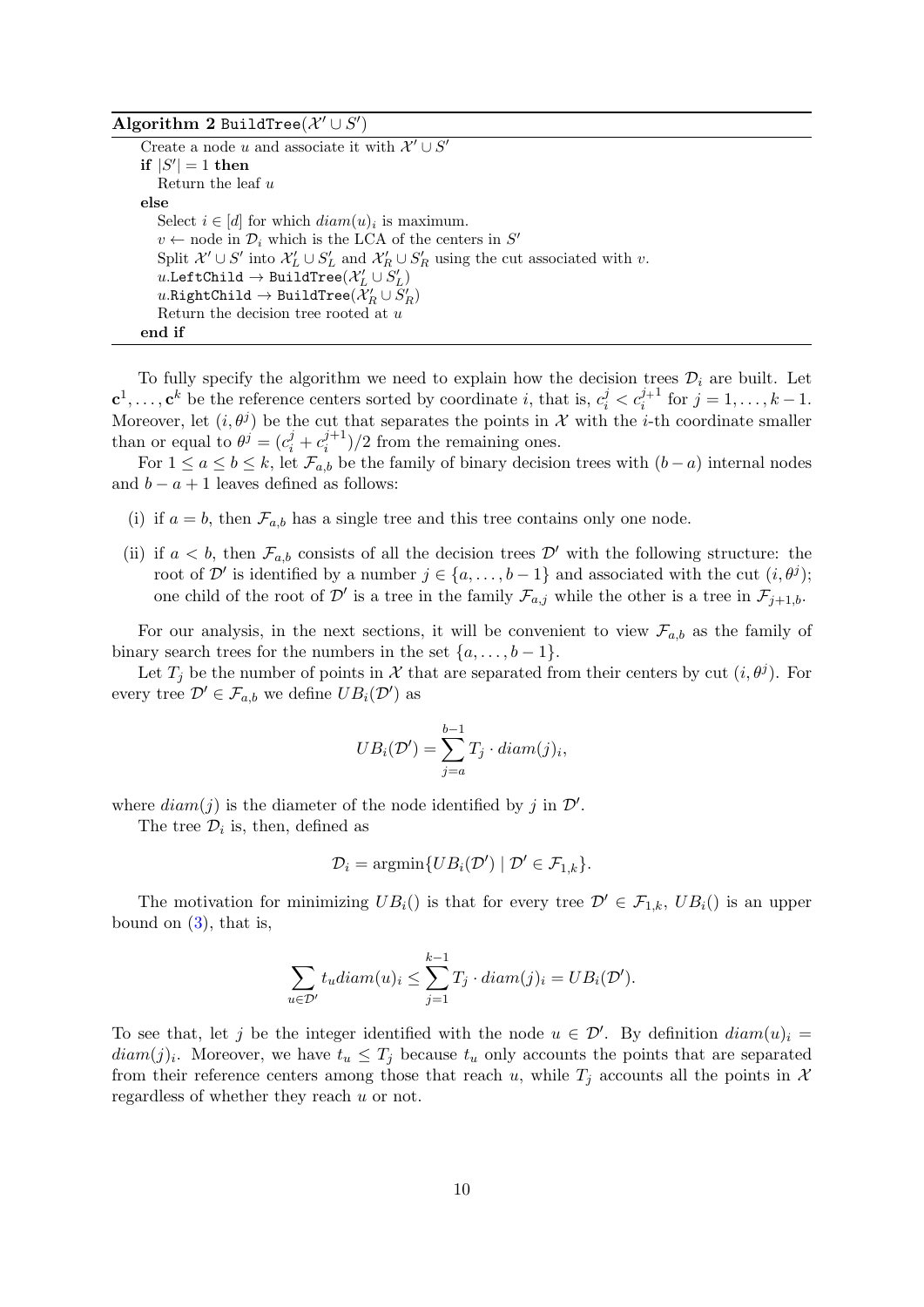**Algorithm 2** BuildTree($\mathcal{X}' \cup S'$)

```
Create a node u and associate it with X' ∪ S'
if |S'| = 1 then
    Return the leaf u
else
    Select i ∈ [d] for which diam(u)_i is maximum.
    v ← node in D_i which is the LCA of the centers in S'
    Split X' ∪ S' into X'_L ∪ S'_L and X'_R ∪ S'_R using the cut associated with v.
    u.LeftChild → BuildTree(X'_L ∪ S'_L)
    u.RightChild → BuildTree(X'_R ∪ S'_R)
    Return the decision tree rooted at u
end if
```

To fully specify the algorithm we need to explain how the decision trees $\mathcal{D}_i$ are built. Let $\mathbf{c}^1, \ldots, \mathbf{c}^k$ be the reference centers sorted by coordinate $i$, that is, $c_i^j < c_i^{j+1}$ for $j = 1, \ldots, k-1$. Moreover, let $(i, \theta^j)$ be the cut that separates the points in $\mathcal{X}$ with the $i$-th coordinate smaller than or equal to $\theta^j = (c_i^j + c_i^{j+1})/2$ from the remaining ones.

For $1 \leq a \leq b \leq k$, let $\mathcal{F}_{a,b}$ be the family of binary decision trees with $(b-a)$ internal nodes and $b - a + 1$ leaves defined as follows:

(i) if $a = b$, then $\mathcal{F}_{a,b}$ has a single tree and this tree contains only one node.

(ii) if $a < b$, then $\mathcal{F}_{a,b}$ consists of all the decision trees $\mathcal{D}'$ with the following structure: the root of $\mathcal{D}'$ is identified by a number $j \in \{a, \ldots, b-1\}$ and associated with the cut $(i, \theta^j)$; one child of the root of $\mathcal{D}'$ is a tree in the family $\mathcal{F}_{a,j}$ while the other is a tree in $\mathcal{F}_{j+1,b}$.

For our analysis, in the next sections, it will be convenient to view $\mathcal{F}_{a,b}$ as the family of binary search trees for the numbers in the set $\{a, \ldots, b-1\}$.

Let $T_j$ be the number of points in $\mathcal{X}$ that are separated from their centers by cut $(i, \theta^j)$. For every tree $\mathcal{D}' \in \mathcal{F}_{a,b}$ we define $UB_i(\mathcal{D}')$ as

$$UB_i(\mathcal{D}') = \sum_{j=a}^{b-1} T_j \cdot diam(j)_i,$$

where $diam(j)$ is the diameter of the node identified by $j$ in $\mathcal{D}'$.

The tree $\mathcal{D}_i$ is, then, defined as

$$\mathcal{D}_i = \text{argmin}\{UB_i(\mathcal{D}') \mid \mathcal{D}' \in \mathcal{F}_{1,k}\}.$$

The motivation for minimizing $UB_i()$ is that for every tree $\mathcal{D}' \in \mathcal{F}_{1,k}$, $UB_i()$ is an upper bound on (3), that is,

$$\sum_{u \in \mathcal{D}'} t_u diam(u)_i \leq \sum_{j=1}^{k-1} T_j \cdot diam(j)_i = UB_i(\mathcal{D}').$$

To see that, let $j$ be the integer identified with the node $u \in \mathcal{D}'$. By definition $diam(u)_i = diam(j)_i$. Moreover, we have $t_u \leq T_j$ because $t_u$ only accounts the points that are separated from their reference centers among those that reach $u$, while $T_j$ accounts all the points in $\mathcal{X}$ regardless of whether they reach $u$ or not.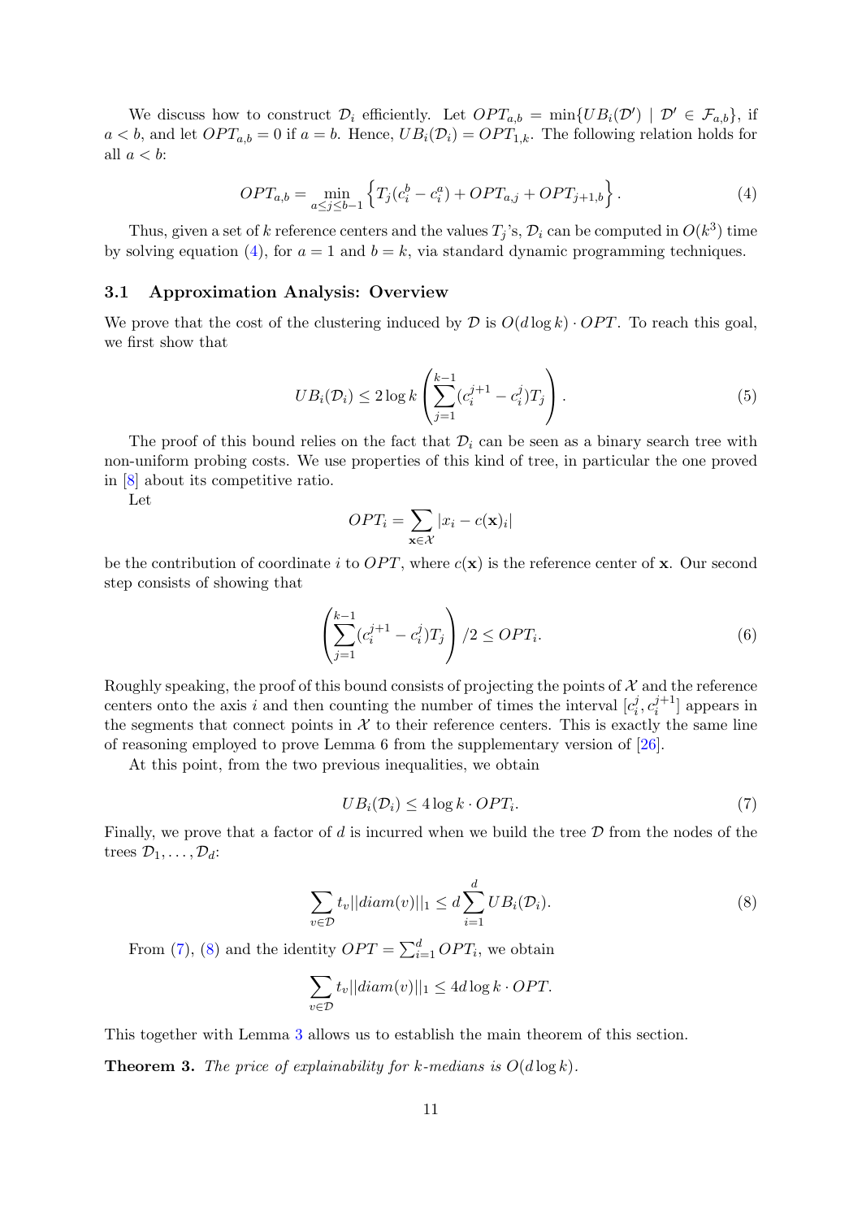We discuss how to construct $\mathcal{D}_i$ efficiently. Let $OPT_{a,b} = \min\{UB_i(\mathcal{D}') \mid \mathcal{D}' \in \mathcal{F}_{a,b}\}$, if $a < b$, and let $OPT_{a,b} = 0$ if $a = b$. Hence, $UB_i(\mathcal{D}_i) = OPT_{1,k}$. The following relation holds for all $a < b$:

$$OPT_{a,b} = \min_{a \leq j \leq b-1} \left\{ T_j(c_i^b - c_i^a) + OPT_{a,j} + OPT_{j+1,b} \right\}. \tag{4}$$

Thus, given a set of $k$ reference centers and the values $T_j$'s, $\mathcal{D}_i$ can be computed in $O(k^3)$ time by solving equation (4), for $a = 1$ and $b = k$, via standard dynamic programming techniques.

### 3.1 Approximation Analysis: Overview

We prove that the cost of the clustering induced by $\mathcal{D}$ is $O(d \log k) \cdot OPT$. To reach this goal, we first show that

$$UB_i(\mathcal{D}_i) \leq 2 \log k \left( \sum_{j=1}^{k-1} (c_i^{j+1} - c_i^j) T_j \right). \tag{5}$$

The proof of this bound relies on the fact that $\mathcal{D}_i$ can be seen as a binary search tree with non-uniform probing costs. We use properties of this kind of tree, in particular the one proved in [8] about its competitive ratio.

Let

$$OPT_i = \sum_{\mathbf{x} \in \mathcal{X}} |x_i - c(\mathbf{x})_i|$$

be the contribution of coordinate $i$ to $OPT$, where $c(\mathbf{x})$ is the reference center of $\mathbf{x}$. Our second step consists of showing that

$$\left( \sum_{j=1}^{k-1} (c_i^{j+1} - c_i^j) T_j \right) /2 \leq OPT_i. \tag{6}$$

Roughly speaking, the proof of this bound consists of projecting the points of $\mathcal{X}$ and the reference centers onto the axis $i$ and then counting the number of times the interval $[c_i^j, c_i^{j+1}]$ appears in the segments that connect points in $\mathcal{X}$ to their reference centers. This is exactly the same line of reasoning employed to prove Lemma 6 from the supplementary version of [26].

At this point, from the two previous inequalities, we obtain

$$UB_i(\mathcal{D}_i) \leq 4 \log k \cdot OPT_i. \tag{7}$$

Finally, we prove that a factor of $d$ is incurred when we build the tree $\mathcal{D}$ from the nodes of the trees $\mathcal{D}_1, \ldots, \mathcal{D}_d$:

$$\sum_{v \in \mathcal{D}} t_v ||diam(v)||_1 \leq d \sum_{i=1}^{d} UB_i(\mathcal{D}_i). \tag{8}$$

From (7), (8) and the identity $OPT = \sum_{i=1}^{d} OPT_i$, we obtain

$$\sum_{v \in \mathcal{D}} t_v ||diam(v)||_1 \leq 4d \log k \cdot OPT.$$

This together with Lemma 3 allows us to establish the main theorem of this section.

**Theorem 3.** *The price of explainability for k-medians is $O(d \log k)$.*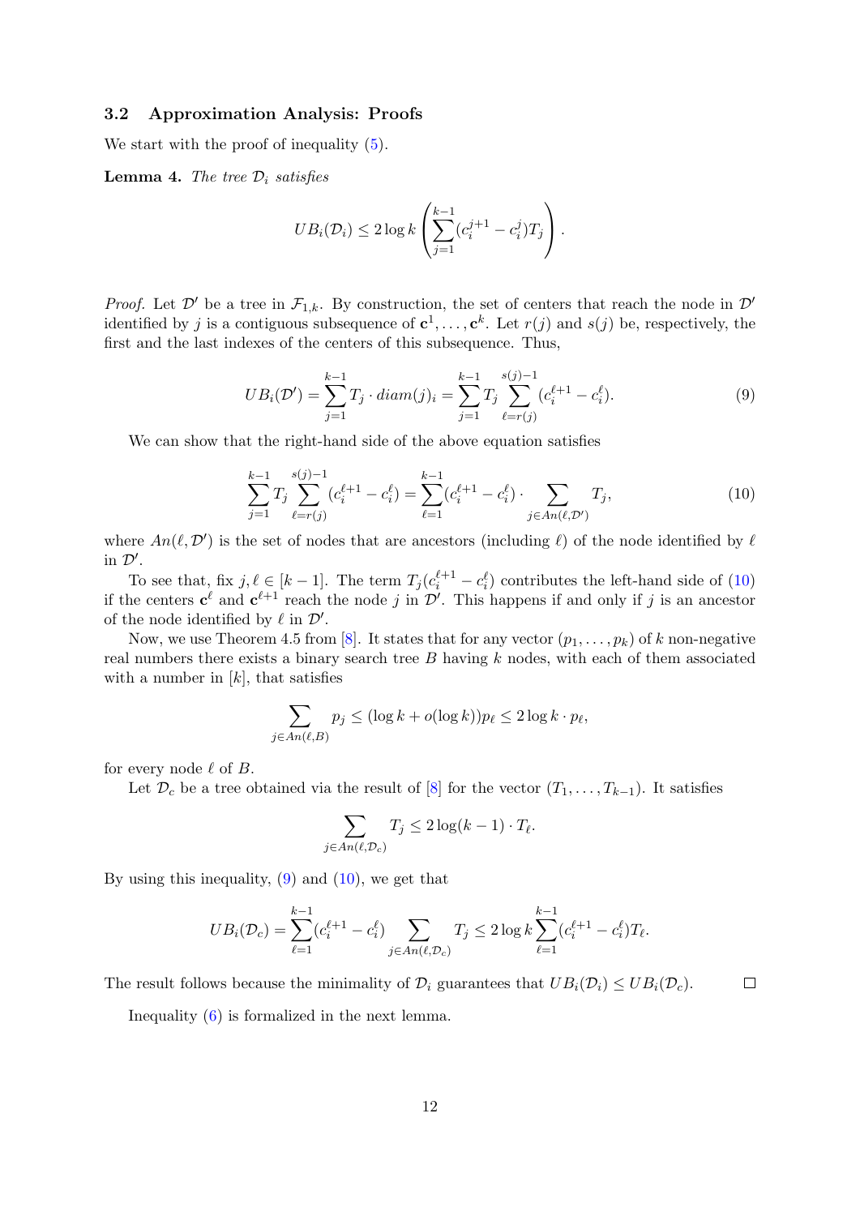### 3.2 Approximation Analysis: Proofs

We start with the proof of inequality (5).

**Lemma 4.** *The tree $\mathcal{D}_i$ satisfies*

$$UB_i(\mathcal{D}_i) \leq 2 \log k \left( \sum_{j=1}^{k-1} (c_i^{j+1} - c_i^{j}) T_j \right).$$

*Proof.* Let $\mathcal{D}'$ be a tree in $\mathcal{F}_{1,k}$. By construction, the set of centers that reach the node in $\mathcal{D}'$ identified by $j$ is a contiguous subsequence of $\mathbf{c}^1, \ldots, \mathbf{c}^k$. Let $r(j)$ and $s(j)$ be, respectively, the first and the last indexes of the centers of this subsequence. Thus,

$$UB_i(\mathcal{D}') = \sum_{j=1}^{k-1} T_j \cdot diam(j)_i = \sum_{j=1}^{k-1} T_j \sum_{\ell=r(j)}^{s(j)-1} (c_i^{\ell+1} - c_i^{\ell}). \tag{9}$$

We can show that the right-hand side of the above equation satisfies

$$\sum_{j=1}^{k-1} T_j \sum_{\ell=r(j)}^{s(j)-1} (c_i^{\ell+1} - c_i^{\ell}) = \sum_{\ell=1}^{k-1} (c_i^{\ell+1} - c_i^{\ell}) \cdot \sum_{j \in An(\ell, \mathcal{D}')} T_j, \tag{10}$$

where $An(\ell, \mathcal{D}')$ is the set of nodes that are ancestors (including $\ell$) of the node identified by $\ell$ in $\mathcal{D}'$.

To see that, fix $j, \ell \in [k-1]$. The term $T_j(c_i^{\ell+1} - c_i^{\ell})$ contributes the left-hand side of (10) if the centers $\mathbf{c}^{\ell}$ and $\mathbf{c}^{\ell+1}$ reach the node $j$ in $\mathcal{D}'$. This happens if and only if $j$ is an ancestor of the node identified by $\ell$ in $\mathcal{D}'$.

Now, we use Theorem 4.5 from [8]. It states that for any vector $(p_1, \ldots, p_k)$ of $k$ non-negative real numbers there exists a binary search tree $B$ having $k$ nodes, with each of them associated with a number in $[k]$, that satisfies

$$\sum_{j \in An(\ell, B)} p_j \leq (\log k + o(\log k)) p_\ell \leq 2 \log k \cdot p_\ell,$$

for every node $\ell$ of $B$.

Let $\mathcal{D}_c$ be a tree obtained via the result of [8] for the vector $(T_1, \ldots, T_{k-1})$. It satisfies

$$\sum_{j \in An(\ell, \mathcal{D}_c)} T_j \leq 2 \log(k-1) \cdot T_\ell.$$

By using this inequality, (9) and (10), we get that

$$UB_i(\mathcal{D}_c) = \sum_{\ell=1}^{k-1} (c_i^{\ell+1} - c_i^{\ell}) \sum_{j \in An(\ell, \mathcal{D}_c)} T_j \leq 2 \log k \sum_{\ell=1}^{k-1} (c_i^{\ell+1} - c_i^{\ell}) T_\ell.$$

The result follows because the minimality of $\mathcal{D}_i$ guarantees that $UB_i(\mathcal{D}_i) \leq UB_i(\mathcal{D}_c)$. ∎

Inequality (6) is formalized in the next lemma.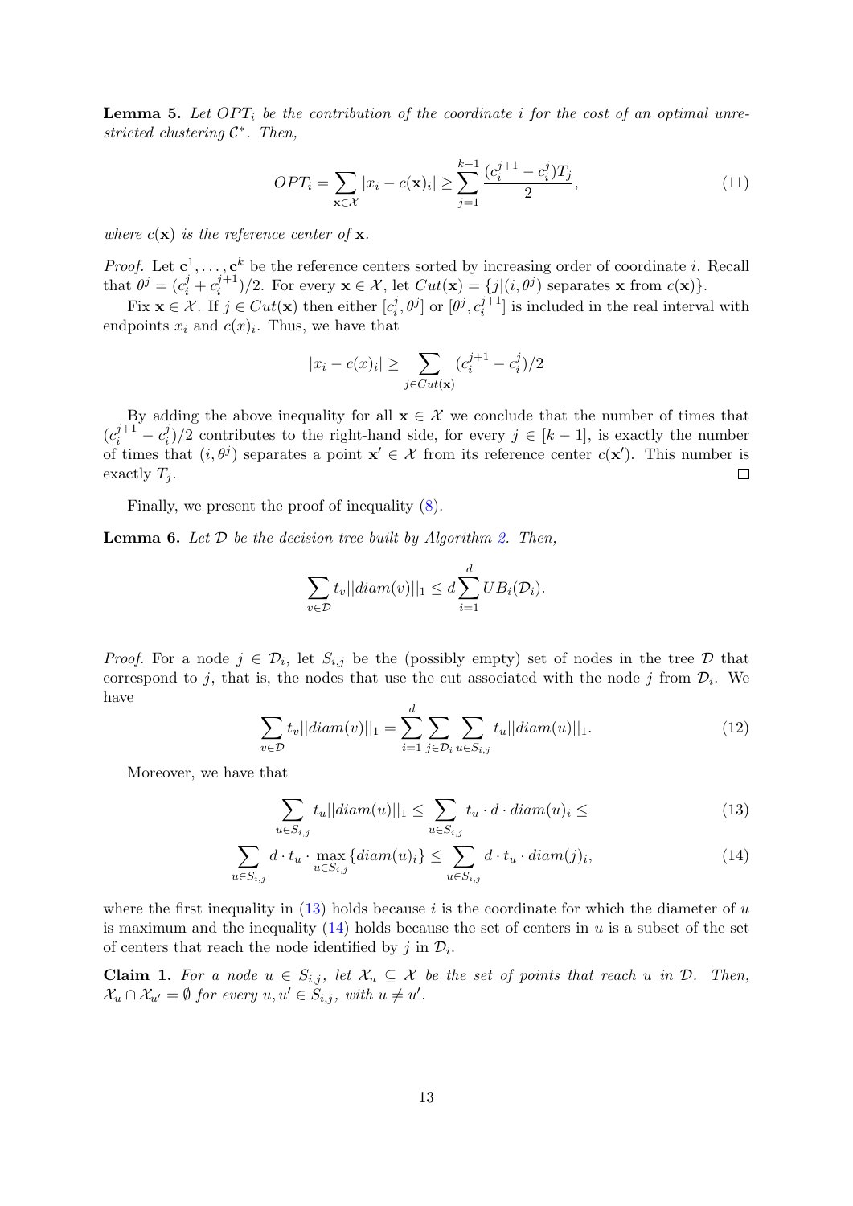**Lemma 5.** *Let $OPT_i$ be the contribution of the coordinate $i$ for the cost of an optimal unrestricted clustering $\mathcal{C}^*$. Then,*

$$OPT_i = \sum_{\mathbf{x} \in \mathcal{X}} |x_i - c(\mathbf{x})_i| \geq \sum_{j=1}^{k-1} \frac{(c_i^{j+1} - c_i^j) T_j}{2}, \tag{11}$$

*where $c(\mathbf{x})$ is the reference center of $\mathbf{x}$.*

*Proof.* Let $\mathbf{c}^1, \ldots, \mathbf{c}^k$ be the reference centers sorted by increasing order of coordinate $i$. Recall that $\theta^j = (c_i^j + c_i^{j+1})/2$. For every $\mathbf{x} \in \mathcal{X}$, let $Cut(\mathbf{x}) = \{j | (i, \theta^j) \text{ separates } \mathbf{x} \text{ from } c(\mathbf{x})\}$.

Fix $\mathbf{x} \in \mathcal{X}$. If $j \in Cut(\mathbf{x})$ then either $[c_i^j, \theta^j]$ or $[\theta^j, c_i^{j+1}]$ is included in the real interval with endpoints $x_i$ and $c(x)_i$. Thus, we have that

$$|x_i - c(x)_i| \geq \sum_{j \in Cut(\mathbf{x})} (c_i^{j+1} - c_i^j)/2$$

By adding the above inequality for all $\mathbf{x} \in \mathcal{X}$ we conclude that the number of times that $(c_i^{j+1} - c_i^j)/2$ contributes to the right-hand side, for every $j \in [k-1]$, is exactly the number of times that $(i, \theta^j)$ separates a point $\mathbf{x}' \in \mathcal{X}$ from its reference center $c(\mathbf{x}')$. This number is exactly $T_j$. $\square$

Finally, we present the proof of inequality (8).

**Lemma 6.** *Let $\mathcal{D}$ be the decision tree built by Algorithm 2. Then,*

$$\sum_{v \in \mathcal{D}} t_v ||diam(v)||_1 \leq d \sum_{i=1}^{d} UB_i(\mathcal{D}_i).$$

*Proof.* For a node $j \in \mathcal{D}_i$, let $S_{i,j}$ be the (possibly empty) set of nodes in the tree $\mathcal{D}$ that correspond to $j$, that is, the nodes that use the cut associated with the node $j$ from $\mathcal{D}_i$. We have

$$\sum_{v \in \mathcal{D}} t_v ||diam(v)||_1 = \sum_{i=1}^{d} \sum_{j \in \mathcal{D}_i} \sum_{u \in S_{i,j}} t_u ||diam(u)||_1. \tag{12}$$

Moreover, we have that

$$\sum_{u \in S_{i,j}} t_u ||diam(u)||_1 \leq \sum_{u \in S_{i,j}} t_u \cdot d \cdot diam(u)_i \leq \tag{13}$$

$$\sum_{u \in S_{i,j}} d \cdot t_u \cdot \max_{u \in S_{i,j}} \{diam(u)_i\} \leq \sum_{u \in S_{i,j}} d \cdot t_u \cdot diam(j)_i, \tag{14}$$

where the first inequality in (13) holds because $i$ is the coordinate for which the diameter of $u$ is maximum and the inequality (14) holds because the set of centers in $u$ is a subset of the set of centers that reach the node identified by $j$ in $\mathcal{D}_i$.

**Claim 1.** *For a node $u \in S_{i,j}$, let $\mathcal{X}_u \subseteq \mathcal{X}$ be the set of points that reach $u$ in $\mathcal{D}$. Then, $\mathcal{X}_u \cap \mathcal{X}_{u'} = \emptyset$ for every $u, u' \in S_{i,j}$, with $u \neq u'$.*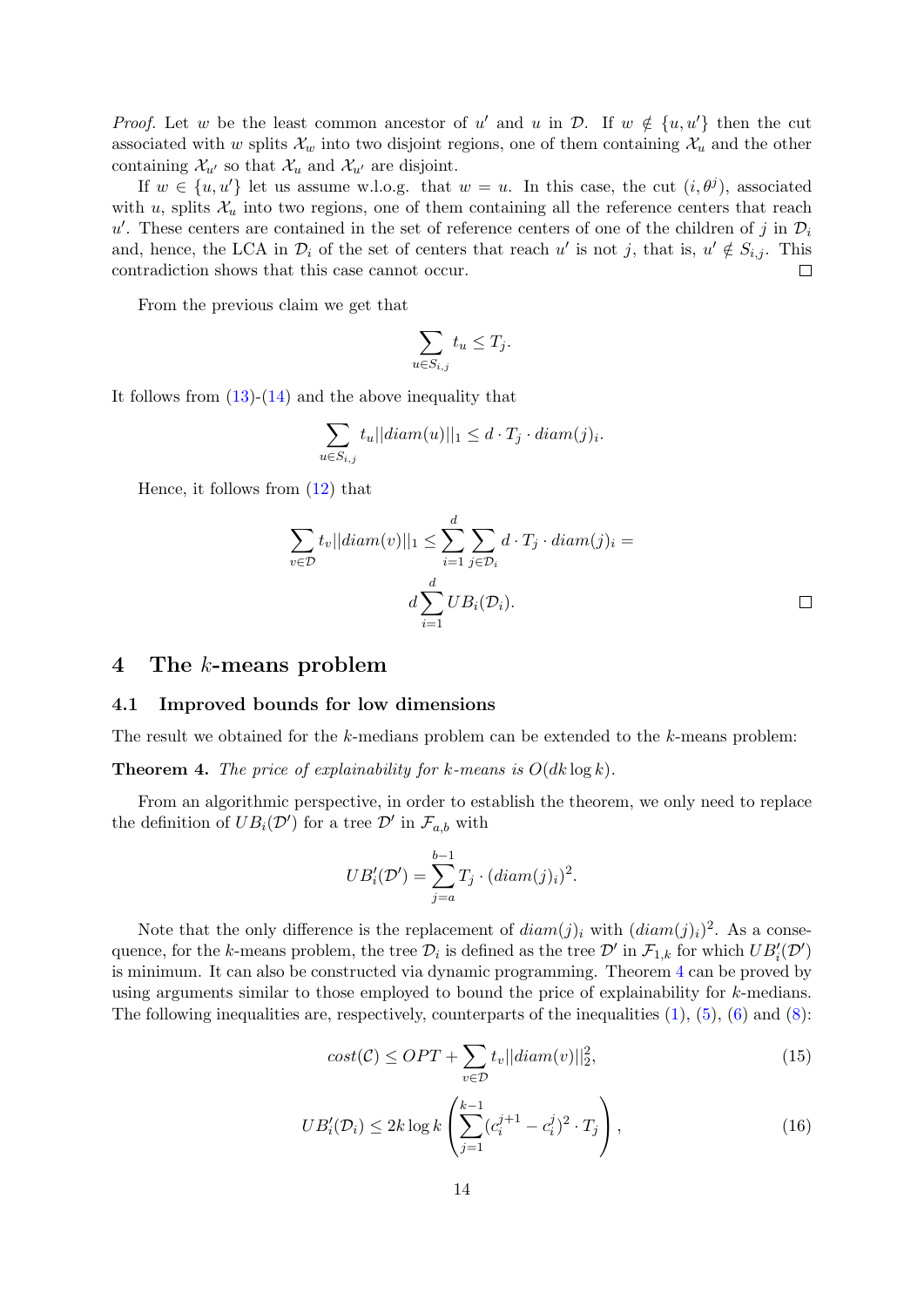*Proof.* Let $w$ be the least common ancestor of $u'$ and $u$ in $\mathcal{D}$. If $w \notin \{u, u'\}$ then the cut associated with $w$ splits $\mathcal{X}_w$ into two disjoint regions, one of them containing $\mathcal{X}_u$ and the other containing $\mathcal{X}_{u'}$ so that $\mathcal{X}_u$ and $\mathcal{X}_{u'}$ are disjoint.

If $w \in \{u, u'\}$ let us assume w.l.o.g. that $w = u$. In this case, the cut $(i, \theta^j)$, associated with $u$, splits $\mathcal{X}_u$ into two regions, one of them containing all the reference centers that reach $u'$. These centers are contained in the set of reference centers of one of the children of $j$ in $\mathcal{D}_i$ and, hence, the LCA in $\mathcal{D}_i$ of the set of centers that reach $u'$ is not $j$, that is, $u' \notin S_{i,j}$. This contradiction shows that this case cannot occur. ◻

From the previous claim we get that

$$\sum_{u \in S_{i,j}} t_u \leq T_j.$$

It follows from (13)-(14) and the above inequality that

$$\sum_{u \in S_{i,j}} t_u ||diam(u)||_1 \leq d \cdot T_j \cdot diam(j)_i.$$

Hence, it follows from (12) that

$$\sum_{v \in \mathcal{D}} t_v ||diam(v)||_1 \leq \sum_{i=1}^{d} \sum_{j \in \mathcal{D}_i} d \cdot T_j \cdot diam(j)_i = d \sum_{i=1}^{d} UB_i(\mathcal{D}_i).$$

◻

# 4 The $k$-means problem

## 4.1 Improved bounds for low dimensions

The result we obtained for the $k$-medians problem can be extended to the $k$-means problem:

**Theorem 4.** *The price of explainability for $k$-means is $O(dk \log k)$.*

From an algorithmic perspective, in order to establish the theorem, we only need to replace the definition of $UB_i(\mathcal{D}')$ for a tree $\mathcal{D}'$ in $\mathcal{F}_{a,b}$ with

$$UB'_i(\mathcal{D}') = \sum_{j=a}^{b-1} T_j \cdot (diam(j)_i)^2.$$

Note that the only difference is the replacement of $diam(j)_i$ with $(diam(j)_i)^2$. As a consequence, for the $k$-means problem, the tree $\mathcal{D}_i$ is defined as the tree $\mathcal{D}'$ in $\mathcal{F}_{1,k}$ for which $UB'_i(\mathcal{D}')$ is minimum. It can also be constructed via dynamic programming. Theorem 4 can be proved by using arguments similar to those employed to bound the price of explainability for $k$-medians. The following inequalities are, respectively, counterparts of the inequalities (1), (5), (6) and (8):

$$cost(\mathcal{C}) \leq OPT + \sum_{v \in \mathcal{D}} t_v ||diam(v)||_2^2, \tag{15}$$

$$UB'_i(\mathcal{D}_i) \leq 2k \log k \left( \sum_{j=1}^{k-1} (c_i^{j+1} - c_i^j)^2 \cdot T_j \right), \tag{16}$$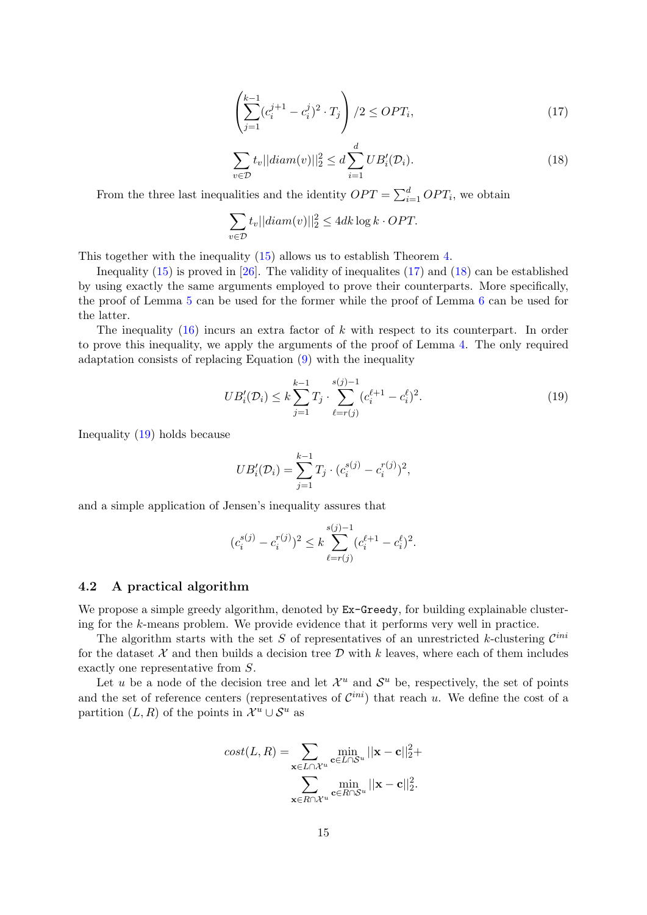$$\left(\sum_{j=1}^{k-1}(c_i^{j+1} - c_i^j)^2 \cdot T_j\right)/2 \leq OPT_i, \tag{17}$$

$$\sum_{v \in \mathcal{D}} t_v ||diam(v)||_2^2 \leq d \sum_{i=1}^{d} UB_i'(\mathcal{D}_i). \tag{18}$$

From the three last inequalities and the identity $OPT = \sum_{i=1}^{d} OPT_i$, we obtain

$$\sum_{v \in \mathcal{D}} t_v ||diam(v)||_2^2 \leq 4dk \log k \cdot OPT.$$

This together with the inequality (15) allows us to establish Theorem 4.

Inequality (15) is proved in [26]. The validity of inequalites (17) and (18) can be established by using exactly the same arguments employed to prove their counterparts. More specifically, the proof of Lemma 5 can be used for the former while the proof of Lemma 6 can be used for the latter.

The inequality (16) incurs an extra factor of $k$ with respect to its counterpart. In order to prove this inequality, we apply the arguments of the proof of Lemma 4. The only required adaptation consists of replacing Equation (9) with the inequality

$$UB_i'(\mathcal{D}_i) \leq k \sum_{j=1}^{k-1} T_j \cdot \sum_{\ell=r(j)}^{s(j)-1} (c_i^{\ell+1} - c_i^{\ell})^2. \tag{19}$$

Inequality (19) holds because

$$UB_i'(\mathcal{D}_i) = \sum_{j=1}^{k-1} T_j \cdot (c_i^{s(j)} - c_i^{r(j)})^2,$$

and a simple application of Jensen's inequality assures that

$$(c_i^{s(j)} - c_i^{r(j)})^2 \leq k \sum_{\ell=r(j)}^{s(j)-1} (c_i^{\ell+1} - c_i^{\ell})^2.$$

### 4.2 A practical algorithm

We propose a simple greedy algorithm, denoted by `Ex-Greedy`, for building explainable clustering for the $k$-means problem. We provide evidence that it performs very well in practice.

The algorithm starts with the set $S$ of representatives of an unrestricted $k$-clustering $\mathcal{C}^{ini}$ for the dataset $\mathcal{X}$ and then builds a decision tree $\mathcal{D}$ with $k$ leaves, where each of them includes exactly one representative from $S$.

Let $u$ be a node of the decision tree and let $\mathcal{X}^u$ and $\mathcal{S}^u$ be, respectively, the set of points and the set of reference centers (representatives of $\mathcal{C}^{ini}$) that reach $u$. We define the cost of a partition $(L, R)$ of the points in $\mathcal{X}^u \cup \mathcal{S}^u$ as

$$cost(L, R) = \sum_{\mathbf{x} \in L \cap \mathcal{X}^u} \min_{\mathbf{c} \in L \cap \mathcal{S}^u} ||\mathbf{x} - \mathbf{c}||_2^2 + \sum_{\mathbf{x} \in R \cap \mathcal{X}^u} \min_{\mathbf{c} \in R \cap \mathcal{S}^u} ||\mathbf{x} - \mathbf{c}||_2^2.$$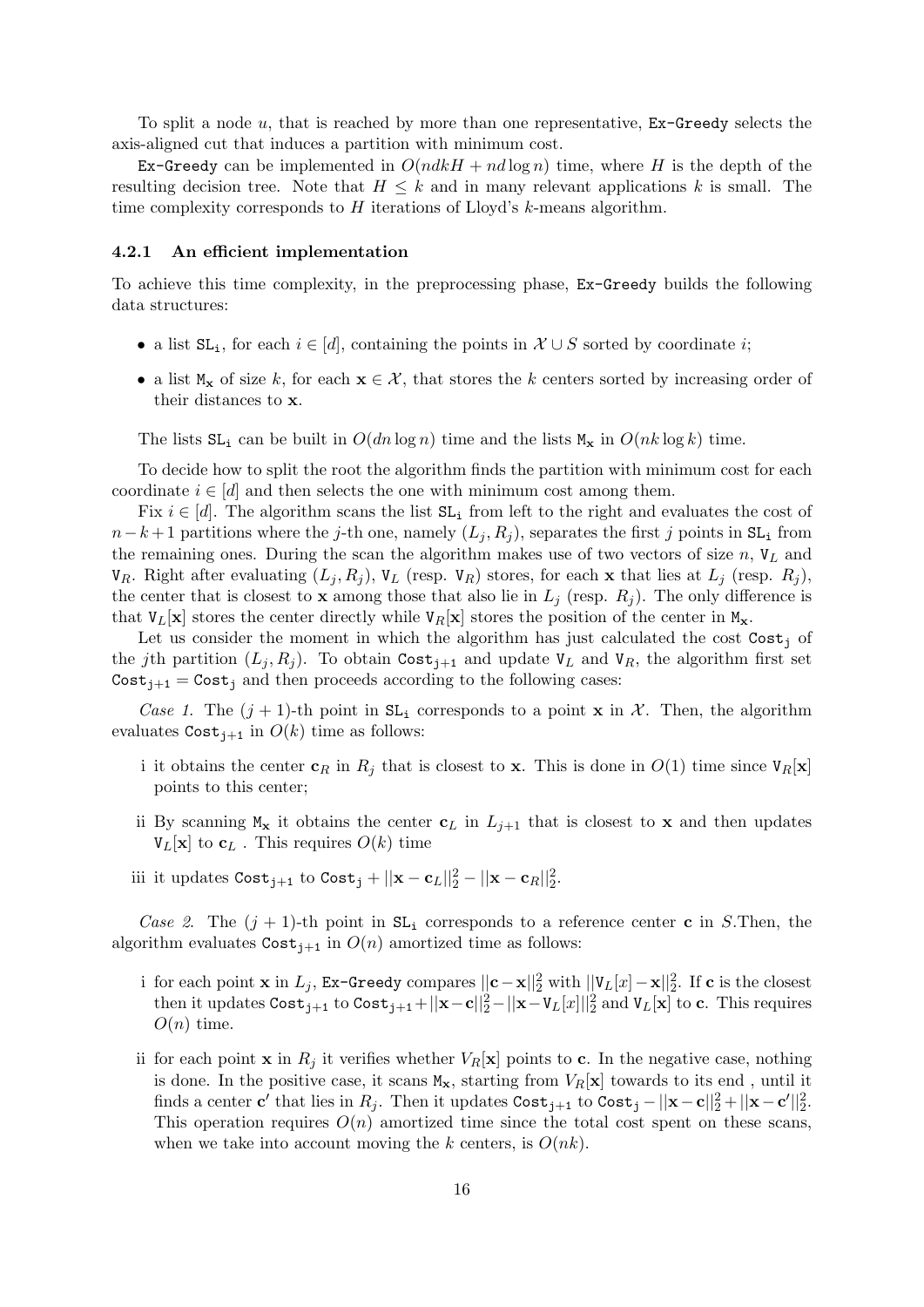To split a node $u$, that is reached by more than one representative, `Ex-Greedy` selects the axis-aligned cut that induces a partition with minimum cost.

`Ex-Greedy` can be implemented in $O(ndkH + nd \log n)$ time, where $H$ is the depth of the resulting decision tree. Note that $H \leq k$ and in many relevant applications $k$ is small. The time complexity corresponds to $H$ iterations of Lloyd's $k$-means algorithm.

### 4.2.1 An efficient implementation

To achieve this time complexity, in the preprocessing phase, `Ex-Greedy` builds the following data structures:

- a list $\texttt{SL}_\texttt{i}$, for each $i \in [d]$, containing the points in $\mathcal{X} \cup S$ sorted by coordinate $i$;
- a list $\texttt{M}_\mathbf{x}$ of size $k$, for each $\mathbf{x} \in \mathcal{X}$, that stores the $k$ centers sorted by increasing order of their distances to $\mathbf{x}$.

The lists $\texttt{SL}_\texttt{i}$ can be built in $O(dn \log n)$ time and the lists $\texttt{M}_\mathbf{x}$ in $O(nk \log k)$ time.

To decide how to split the root the algorithm finds the partition with minimum cost for each coordinate $i \in [d]$ and then selects the one with minimum cost among them.

Fix $i \in [d]$. The algorithm scans the list $\texttt{SL}_\texttt{i}$ from left to the right and evaluates the cost of $n-k+1$ partitions where the $j$-th one, namely $(L_j, R_j)$, separates the first $j$ points in $\texttt{SL}_\texttt{i}$ from the remaining ones. During the scan the algorithm makes use of two vectors of size $n$, $\texttt{V}_L$ and $\texttt{V}_R$. Right after evaluating $(L_j, R_j)$, $\texttt{V}_L$ (resp. $\texttt{V}_R$) stores, for each $\mathbf{x}$ that lies at $L_j$ (resp. $R_j$), the center that is closest to $\mathbf{x}$ among those that also lie in $L_j$ (resp. $R_j$). The only difference is that $\texttt{V}_L[\mathbf{x}]$ stores the center directly while $\texttt{V}_R[\mathbf{x}]$ stores the position of the center in $\texttt{M}_\mathbf{x}$.

Let us consider the moment in which the algorithm has just calculated the cost $\texttt{Cost}_\texttt{j}$ of the $j$th partition $(L_j, R_j)$. To obtain $\texttt{Cost}_\texttt{j+1}$ and update $\texttt{V}_L$ and $\texttt{V}_R$, the algorithm first set $\texttt{Cost}_\texttt{j+1} = \texttt{Cost}_\texttt{j}$ and then proceeds according to the following cases:

*Case 1.* The $(j+1)$-th point in $\texttt{SL}_\texttt{i}$ corresponds to a point $\mathbf{x}$ in $\mathcal{X}$. Then, the algorithm evaluates $\texttt{Cost}_\texttt{j+1}$ in $O(k)$ time as follows:

i it obtains the center $\mathbf{c}_R$ in $R_j$ that is closest to $\mathbf{x}$. This is done in $O(1)$ time since $\texttt{V}_R[\mathbf{x}]$ points to this center;

ii By scanning $\texttt{M}_\mathbf{x}$ it obtains the center $\mathbf{c}_L$ in $L_{j+1}$ that is closest to $\mathbf{x}$ and then updates $\texttt{V}_L[\mathbf{x}]$ to $\mathbf{c}_L$ . This requires $O(k)$ time

iii it updates $\texttt{Cost}_\texttt{j+1}$ to $\texttt{Cost}_\texttt{j} + ||\mathbf{x} - \mathbf{c}_L||_2^2 - ||\mathbf{x} - \mathbf{c}_R||_2^2$.

*Case 2.* The $(j+1)$-th point in $\texttt{SL}_\texttt{i}$ corresponds to a reference center $\mathbf{c}$ in $S$.Then, the algorithm evaluates $\texttt{Cost}_\texttt{j+1}$ in $O(n)$ amortized time as follows:

i for each point $\mathbf{x}$ in $L_j$, `Ex-Greedy` compares $||\mathbf{c} - \mathbf{x}||_2^2$ with $||\texttt{V}_L[x] - \mathbf{x}||_2^2$. If $\mathbf{c}$ is the closest then it updates $\texttt{Cost}_\texttt{j+1}$ to $\texttt{Cost}_\texttt{j+1} + ||\mathbf{x} - \mathbf{c}||_2^2 - ||\mathbf{x} - \texttt{V}_L[x]||_2^2$ and $\texttt{V}_L[\mathbf{x}]$ to $\mathbf{c}$. This requires $O(n)$ time.

ii for each point $\mathbf{x}$ in $R_j$ it verifies whether $V_R[\mathbf{x}]$ points to $\mathbf{c}$. In the negative case, nothing is done. In the positive case, it scans $\texttt{M}_\mathbf{x}$, starting from $V_R[\mathbf{x}]$ towards to its end , until it finds a center $\mathbf{c}'$ that lies in $R_j$. Then it updates $\texttt{Cost}_\texttt{j+1}$ to $\texttt{Cost}_\texttt{j} - ||\mathbf{x} - \mathbf{c}||_2^2 + ||\mathbf{x} - \mathbf{c}'||_2^2$. This operation requires $O(n)$ amortized time since the total cost spent on these scans, when we take into account moving the $k$ centers, is $O(nk)$.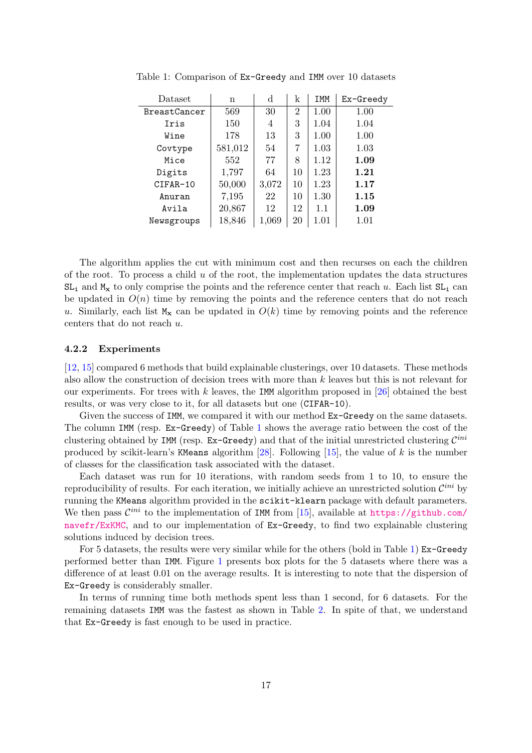Table 1: Comparison of `Ex-Greedy` and `IMM` over 10 datasets

| Dataset | n | d | k | IMM | Ex-Greedy |
|---|---|---|---|---|---|
| BreastCancer | 569 | 30 | 2 | 1.00 | 1.00 |
| Iris | 150 | 4 | 3 | 1.04 | 1.04 |
| Wine | 178 | 13 | 3 | 1.00 | 1.00 |
| Covtype | 581,012 | 54 | 7 | 1.03 | 1.03 |
| Mice | 552 | 77 | 8 | 1.12 | **1.09** |
| Digits | 1,797 | 64 | 10 | 1.23 | **1.21** |
| CIFAR-10 | 50,000 | 3,072 | 10 | 1.23 | **1.17** |
| Anuran | 7,195 | 22 | 10 | 1.30 | **1.15** |
| Avila | 20,867 | 12 | 12 | 1.1 | **1.09** |
| Newsgroups | 18,846 | 1,069 | 20 | 1.01 | 1.01 |

The algorithm applies the cut with minimum cost and then recurses on each the children of the root. To process a child $u$ of the root, the implementation updates the data structures $\texttt{SL}_\texttt{i}$ and $\texttt{M}_\texttt{x}$ to only comprise the points and the reference center that reach $u$. Each list $\texttt{SL}_\texttt{i}$ can be updated in $O(n)$ time by removing the points and the reference centers that do not reach $u$. Similarly, each list $\texttt{M}_\texttt{x}$ can be updated in $O(k)$ time by removing points and the reference centers that do not reach $u$.

### 4.2.2 Experiments

[12, 15] compared 6 methods that build explainable clusterings, over 10 datasets. These methods also allow the construction of decision trees with more than $k$ leaves but this is not relevant for our experiments. For trees with $k$ leaves, the `IMM` algorithm proposed in [26] obtained the best results, or was very close to it, for all datasets but one (`CIFAR-10`).

Given the success of `IMM`, we compared it with our method `Ex-Greedy` on the same datasets. The column `IMM` (resp. `Ex-Greedy`) of Table 1 shows the average ratio between the cost of the clustering obtained by `IMM` (resp. `Ex-Greedy`) and that of the initial unrestricted clustering $\mathcal{C}^{ini}$ produced by scikit-learn's `KMeans` algorithm [28]. Following [15], the value of $k$ is the number of classes for the classification task associated with the dataset.

Each dataset was run for 10 iterations, with random seeds from 1 to 10, to ensure the reproducibility of results. For each iteration, we initially achieve an unrestricted solution $\mathcal{C}^{ini}$ by running the `KMeans` algorithm provided in the `scikit-klearn` package with default parameters. We then pass $\mathcal{C}^{ini}$ to the implementation of `IMM` from [15], available at https://github.com/navefr/ExKMC, and to our implementation of `Ex-Greedy`, to find two explainable clustering solutions induced by decision trees.

For 5 datasets, the results were very similar while for the others (bold in Table 1) `Ex-Greedy` performed better than `IMM`. Figure 1 presents box plots for the 5 datasets where there was a difference of at least 0.01 on the average results. It is interesting to note that the dispersion of `Ex-Greedy` is considerably smaller.

In terms of running time both methods spent less than 1 second, for 6 datasets. For the remaining datasets `IMM` was the fastest as shown in Table 2. In spite of that, we understand that `Ex-Greedy` is fast enough to be used in practice.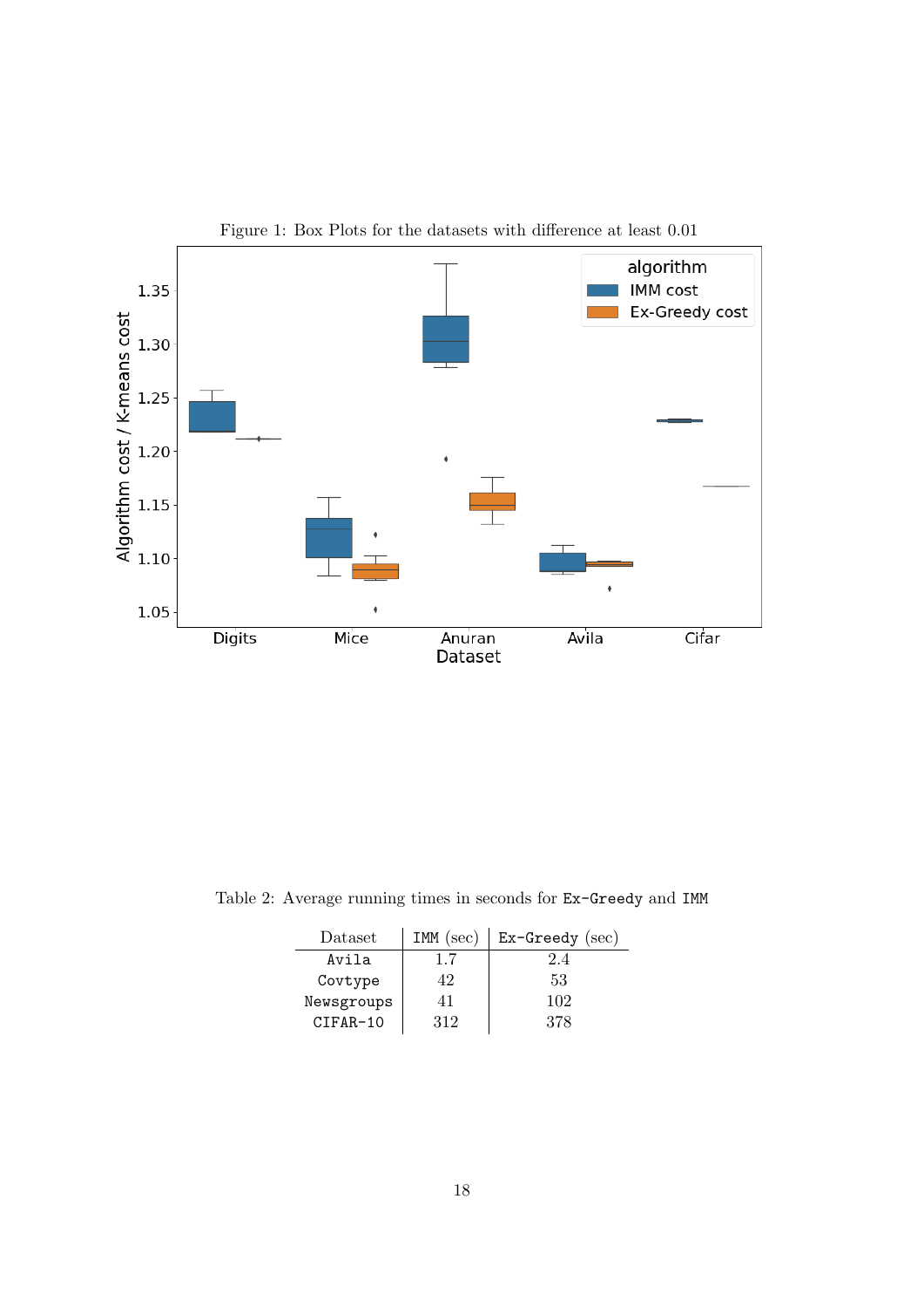Figure 1: Box Plots for the datasets with difference at least 0.01

Table 2: Average running times in seconds for Ex-Greedy and IMM

| Dataset | IMM (sec) | Ex-Greedy (sec) |
|---|---|---|
| Avila | 1.7 | 2.4 |
| Covtype | 42 | 53 |
| Newsgroups | 41 | 102 |
| CIFAR-10 | 312 | 378 |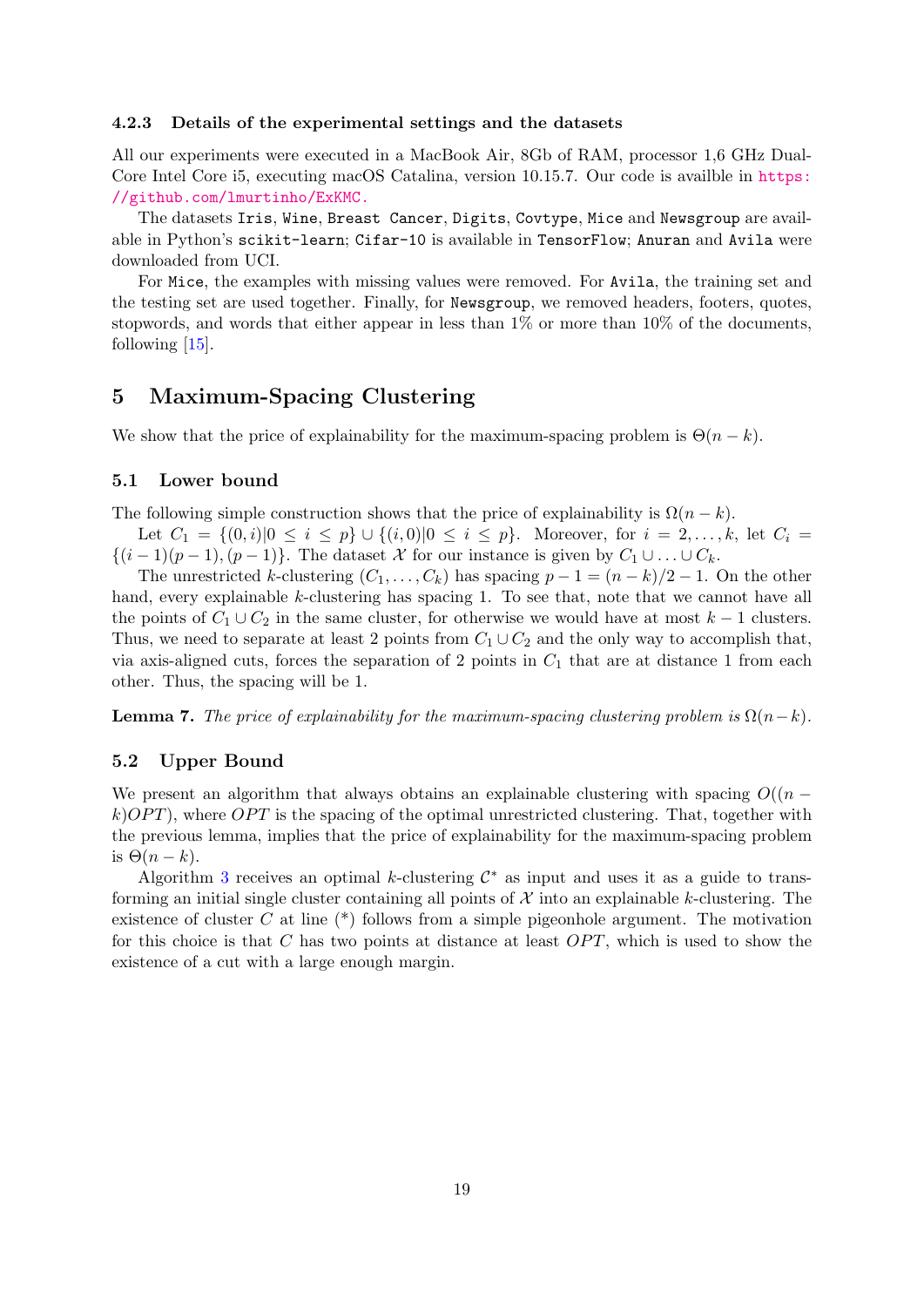#### 4.2.3 Details of the experimental settings and the datasets

All our experiments were executed in a MacBook Air, 8Gb of RAM, processor 1,6 GHz Dual-Core Intel Core i5, executing macOS Catalina, version 10.15.7. Our code is availble in https://github.com/lmurtinho/ExKMC.

The datasets `Iris`, `Wine`, `Breast Cancer`, `Digits`, `Covtype`, `Mice` and `Newsgroup` are available in Python's `scikit-learn`; `Cifar-10` is available in `TensorFlow`; `Anuran` and `Avila` were downloaded from UCI.

For `Mice`, the examples with missing values were removed. For `Avila`, the training set and the testing set are used together. Finally, for `Newsgroup`, we removed headers, footers, quotes, stopwords, and words that either appear in less than 1% or more than 10% of the documents, following [15].

## 5 Maximum-Spacing Clustering

We show that the price of explainability for the maximum-spacing problem is $\Theta(n-k)$.

### 5.1 Lower bound

The following simple construction shows that the price of explainability is $\Omega(n-k)$.

Let $C_1 = \{(0,i) | 0 \le i \le p\} \cup \{(i,0) | 0 \le i \le p\}$. Moreover, for $i = 2, \ldots, k$, let $C_i = \{(i-1)(p-1), (p-1)\}$. The dataset $\mathcal{X}$ for our instance is given by $C_1 \cup \ldots \cup C_k$.

The unrestricted $k$-clustering $(C_1, \ldots, C_k)$ has spacing $p - 1 = (n-k)/2 - 1$. On the other hand, every explainable $k$-clustering has spacing 1. To see that, note that we cannot have all the points of $C_1 \cup C_2$ in the same cluster, for otherwise we would have at most $k-1$ clusters. Thus, we need to separate at least 2 points from $C_1 \cup C_2$ and the only way to accomplish that, via axis-aligned cuts, forces the separation of 2 points in $C_1$ that are at distance 1 from each other. Thus, the spacing will be 1.

**Lemma 7.** *The price of explainability for the maximum-spacing clustering problem is $\Omega(n-k)$.*

### 5.2 Upper Bound

We present an algorithm that always obtains an explainable clustering with spacing $O((n-k)OPT)$, where $OPT$ is the spacing of the optimal unrestricted clustering. That, together with the previous lemma, implies that the price of explainability for the maximum-spacing problem is $\Theta(n-k)$.

Algorithm 3 receives an optimal $k$-clustering $\mathcal{C}^*$ as input and uses it as a guide to transforming an initial single cluster containing all points of $\mathcal{X}$ into an explainable $k$-clustering. The existence of cluster $C$ at line (\*) follows from a simple pigeonhole argument. The motivation for this choice is that $C$ has two points at distance at least $OPT$, which is used to show the existence of a cut with a large enough margin.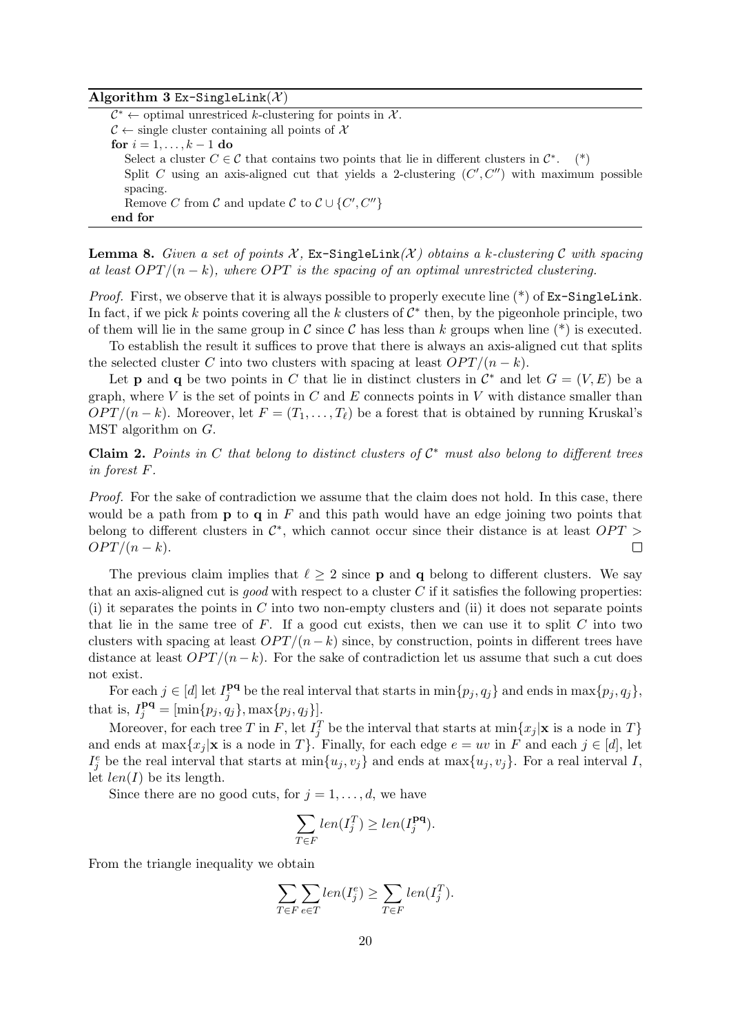**Algorithm 3** Ex-SingleLink($\mathcal{X}$)

$\mathcal{C}^* \leftarrow$ optimal unrestriced $k$-clustering for points in $\mathcal{X}$.
$\mathcal{C} \leftarrow$ single cluster containing all points of $\mathcal{X}$
**for** $i = 1, \ldots, k-1$ **do**
  Select a cluster $C \in \mathcal{C}$ that contains two points that lie in different clusters in $\mathcal{C}^*$. (*)
  Split $C$ using an axis-aligned cut that yields a 2-clustering $(C', C'')$ with maximum possible spacing.
  Remove $C$ from $\mathcal{C}$ and update $\mathcal{C}$ to $\mathcal{C} \cup \{C', C''\}$
**end for**

**Lemma 8.** *Given a set of points $\mathcal{X}$,* Ex-SingleLink*($\mathcal{X}$) obtains a $k$-clustering $\mathcal{C}$ with spacing at least $OPT/(n-k)$, where $OPT$ is the spacing of an optimal unrestricted clustering.*

*Proof.* First, we observe that it is always possible to properly execute line (*) of Ex-SingleLink. In fact, if we pick $k$ points covering all the $k$ clusters of $\mathcal{C}^*$ then, by the pigeonhole principle, two of them will lie in the same group in $\mathcal{C}$ since $\mathcal{C}$ has less than $k$ groups when line (*) is executed.

To establish the result it suffices to prove that there is always an axis-aligned cut that splits the selected cluster $C$ into two clusters with spacing at least $OPT/(n-k)$.

Let $\mathbf{p}$ and $\mathbf{q}$ be two points in $C$ that lie in distinct clusters in $\mathcal{C}^*$ and let $G = (V, E)$ be a graph, where $V$ is the set of points in $C$ and $E$ connects points in $V$ with distance smaller than $OPT/(n-k)$. Moreover, let $F = (T_1, \ldots, T_\ell)$ be a forest that is obtained by running Kruskal's MST algorithm on $G$.

**Claim 2.** *Points in $C$ that belong to distinct clusters of $\mathcal{C}^*$ must also belong to different trees in forest $F$.*

*Proof.* For the sake of contradiction we assume that the claim does not hold. In this case, there would be a path from $\mathbf{p}$ to $\mathbf{q}$ in $F$ and this path would have an edge joining two points that belong to different clusters in $\mathcal{C}^*$, which cannot occur since their distance is at least $OPT > OPT/(n-k)$. $\square$

The previous claim implies that $\ell \geq 2$ since $\mathbf{p}$ and $\mathbf{q}$ belong to different clusters. We say that an axis-aligned cut is *good* with respect to a cluster $C$ if it satisfies the following properties: (i) it separates the points in $C$ into two non-empty clusters and (ii) it does not separate points that lie in the same tree of $F$. If a good cut exists, then we can use it to split $C$ into two clusters with spacing at least $OPT/(n-k)$ since, by construction, points in different trees have distance at least $OPT/(n-k)$. For the sake of contradiction let us assume that such a cut does not exist.

For each $j \in [d]$ let $I_j^{\mathbf{pq}}$ be the real interval that starts in $\min\{p_j, q_j\}$ and ends in $\max\{p_j, q_j\}$, that is, $I_j^{\mathbf{pq}} = [\min\{p_j, q_j\}, \max\{p_j, q_j\}]$.

Moreover, for each tree $T$ in $F$, let $I_j^T$ be the interval that starts at $\min\{x_j | \mathbf{x} \text{ is a node in } T\}$ and ends at $\max\{x_j | \mathbf{x} \text{ is a node in } T\}$. Finally, for each edge $e = uv$ in $F$ and each $j \in [d]$, let $I_j^e$ be the real interval that starts at $\min\{u_j, v_j\}$ and ends at $\max\{u_j, v_j\}$. For a real interval $I$, let $len(I)$ be its length.

Since there are no good cuts, for $j = 1, \ldots, d$, we have

$$\sum_{T \in F} len(I_j^T) \geq len(I_j^{\mathbf{pq}}).$$

From the triangle inequality we obtain

$$\sum_{T \in F} \sum_{e \in T} len(I_j^e) \geq \sum_{T \in F} len(I_j^T).$$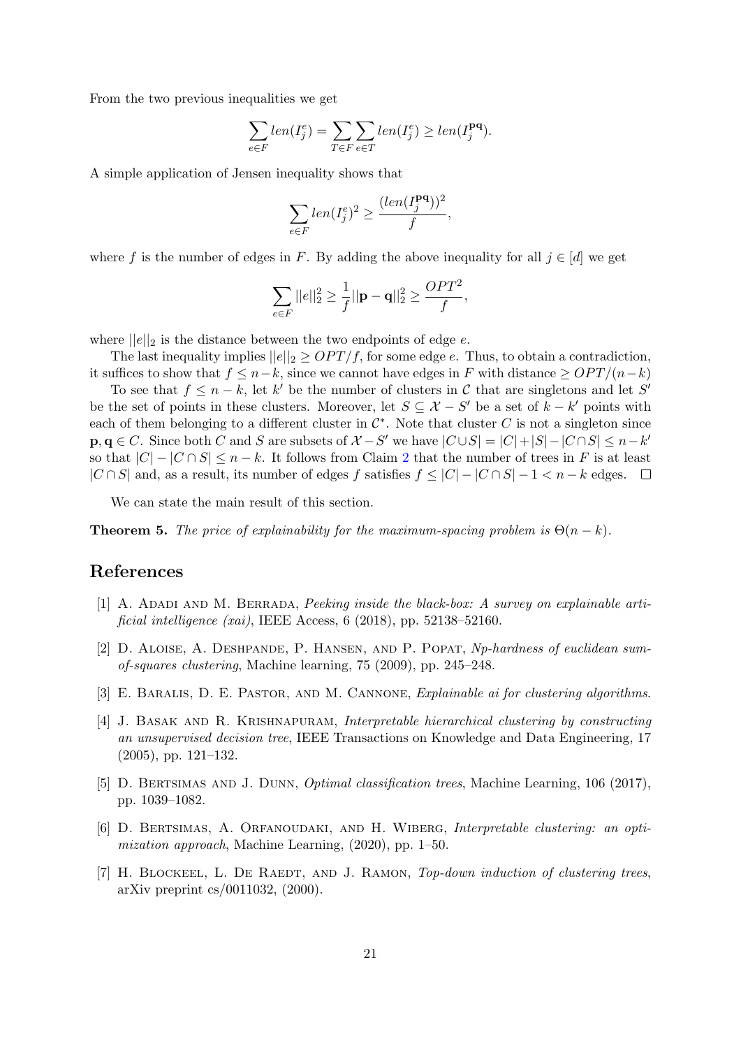From the two previous inequalities we get

$$\sum_{e \in F} len(I_j^e) = \sum_{T \in F} \sum_{e \in T} len(I_j^e) \geq len(I_j^{\mathbf{pq}}).$$

A simple application of Jensen inequality shows that

$$\sum_{e \in F} len(I_j^e)^2 \geq \frac{(len(I_j^{\mathbf{pq}}))^2}{f},$$

where $f$ is the number of edges in $F$. By adding the above inequality for all $j \in [d]$ we get

$$\sum_{e \in F} ||e||_2^2 \geq \frac{1}{f} ||\mathbf{p} - \mathbf{q}||_2^2 \geq \frac{OPT^2}{f},$$

where $||e||_2$ is the distance between the two endpoints of edge $e$.

The last inequality implies $||e||_2 \geq OPT/f$, for some edge $e$. Thus, to obtain a contradiction, it suffices to show that $f \leq n-k$, since we cannot have edges in $F$ with distance $\geq OPT/(n-k)$

To see that $f \leq n-k$, let $k'$ be the number of clusters in $\mathcal{C}$ that are singletons and let $S'$ be the set of points in these clusters. Moreover, let $S \subseteq \mathcal{X} - S'$ be a set of $k - k'$ points with each of them belonging to a different cluster in $\mathcal{C}^*$. Note that cluster $C$ is not a singleton since $\mathbf{p}, \mathbf{q} \in C$. Since both $C$ and $S$ are subsets of $\mathcal{X} - S'$ we have $|C \cup S| = |C| + |S| - |C \cap S| \leq n - k'$ so that $|C| - |C \cap S| \leq n - k$. It follows from Claim 2 that the number of trees in $F$ is at least $|C \cap S|$ and, as a result, its number of edges $f$ satisfies $f \leq |C| - |C \cap S| - 1 < n - k$ edges. $\square$

We can state the main result of this section.

**Theorem 5.** *The price of explainability for the maximum-spacing problem is* $\Theta(n-k)$.

## References

[1] A. Adadi and M. Berrada, *Peeking inside the black-box: A survey on explainable artificial intelligence (xai)*, IEEE Access, 6 (2018), pp. 52138–52160.

[2] D. Aloise, A. Deshpande, P. Hansen, and P. Popat, *Np-hardness of euclidean sum-of-squares clustering*, Machine learning, 75 (2009), pp. 245–248.

[3] E. Baralis, D. E. Pastor, and M. Cannone, *Explainable ai for clustering algorithms*.

[4] J. Basak and R. Krishnapuram, *Interpretable hierarchical clustering by constructing an unsupervised decision tree*, IEEE Transactions on Knowledge and Data Engineering, 17 (2005), pp. 121–132.

[5] D. Bertsimas and J. Dunn, *Optimal classification trees*, Machine Learning, 106 (2017), pp. 1039–1082.

[6] D. Bertsimas, A. Orfanoudaki, and H. Wiberg, *Interpretable clustering: an optimization approach*, Machine Learning, (2020), pp. 1–50.

[7] H. Blockeel, L. De Raedt, and J. Ramon, *Top-down induction of clustering trees*, arXiv preprint cs/0011032, (2000).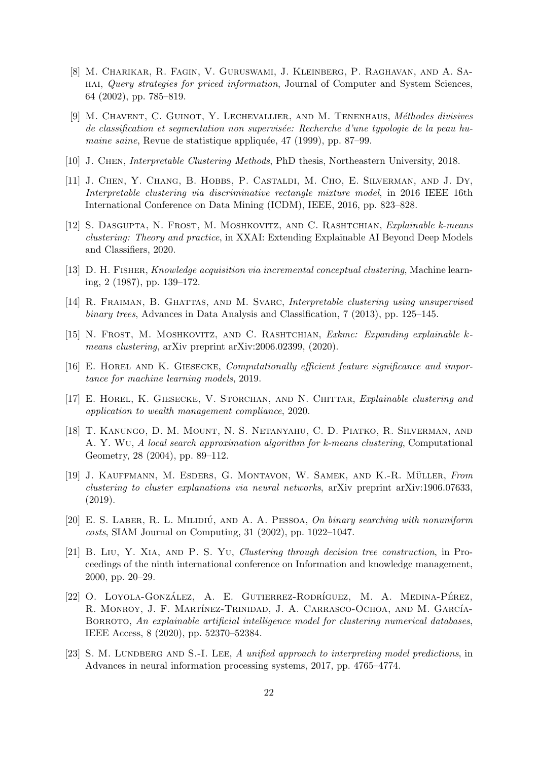[8] M. Charikar, R. Fagin, V. Guruswami, J. Kleinberg, P. Raghavan, and A. Sahai, *Query strategies for priced information*, Journal of Computer and System Sciences, 64 (2002), pp. 785–819.

[9] M. Chavent, C. Guinot, Y. Lechevallier, and M. Tenenhaus, *Méthodes divisives de classification et segmentation non supervisée: Recherche d'une typologie de la peau humaine saine*, Revue de statistique appliquée, 47 (1999), pp. 87–99.

[10] J. Chen, *Interpretable Clustering Methods*, PhD thesis, Northeastern University, 2018.

[11] J. Chen, Y. Chang, B. Hobbs, P. Castaldi, M. Cho, E. Silverman, and J. Dy, *Interpretable clustering via discriminative rectangle mixture model*, in 2016 IEEE 16th International Conference on Data Mining (ICDM), IEEE, 2016, pp. 823–828.

[12] S. Dasgupta, N. Frost, M. Moshkovitz, and C. Rashtchian, *Explainable k-means clustering: Theory and practice*, in XXAI: Extending Explainable AI Beyond Deep Models and Classifiers, 2020.

[13] D. H. Fisher, *Knowledge acquisition via incremental conceptual clustering*, Machine learning, 2 (1987), pp. 139–172.

[14] R. Fraiman, B. Ghattas, and M. Svarc, *Interpretable clustering using unsupervised binary trees*, Advances in Data Analysis and Classification, 7 (2013), pp. 125–145.

[15] N. Frost, M. Moshkovitz, and C. Rashtchian, *Exkmc: Expanding explainable k-means clustering*, arXiv preprint arXiv:2006.02399, (2020).

[16] E. Horel and K. Giesecke, *Computationally efficient feature significance and importance for machine learning models*, 2019.

[17] E. Horel, K. Giesecke, V. Storchan, and N. Chittar, *Explainable clustering and application to wealth management compliance*, 2020.

[18] T. Kanungo, D. M. Mount, N. S. Netanyahu, C. D. Piatko, R. Silverman, and A. Y. Wu, *A local search approximation algorithm for k-means clustering*, Computational Geometry, 28 (2004), pp. 89–112.

[19] J. Kauffmann, M. Esders, G. Montavon, W. Samek, and K.-R. Müller, *From clustering to cluster explanations via neural networks*, arXiv preprint arXiv:1906.07633, (2019).

[20] E. S. Laber, R. L. Milidiú, and A. A. Pessoa, *On binary searching with nonuniform costs*, SIAM Journal on Computing, 31 (2002), pp. 1022–1047.

[21] B. Liu, Y. Xia, and P. S. Yu, *Clustering through decision tree construction*, in Proceedings of the ninth international conference on Information and knowledge management, 2000, pp. 20–29.

[22] O. Loyola-González, A. E. Gutierrez-Rodríguez, M. A. Medina-Pérez, R. Monroy, J. F. Martínez-Trinidad, J. A. Carrasco-Ochoa, and M. García-Borroto, *An explainable artificial intelligence model for clustering numerical databases*, IEEE Access, 8 (2020), pp. 52370–52384.

[23] S. M. Lundberg and S.-I. Lee, *A unified approach to interpreting model predictions*, in Advances in neural information processing systems, 2017, pp. 4765–4774.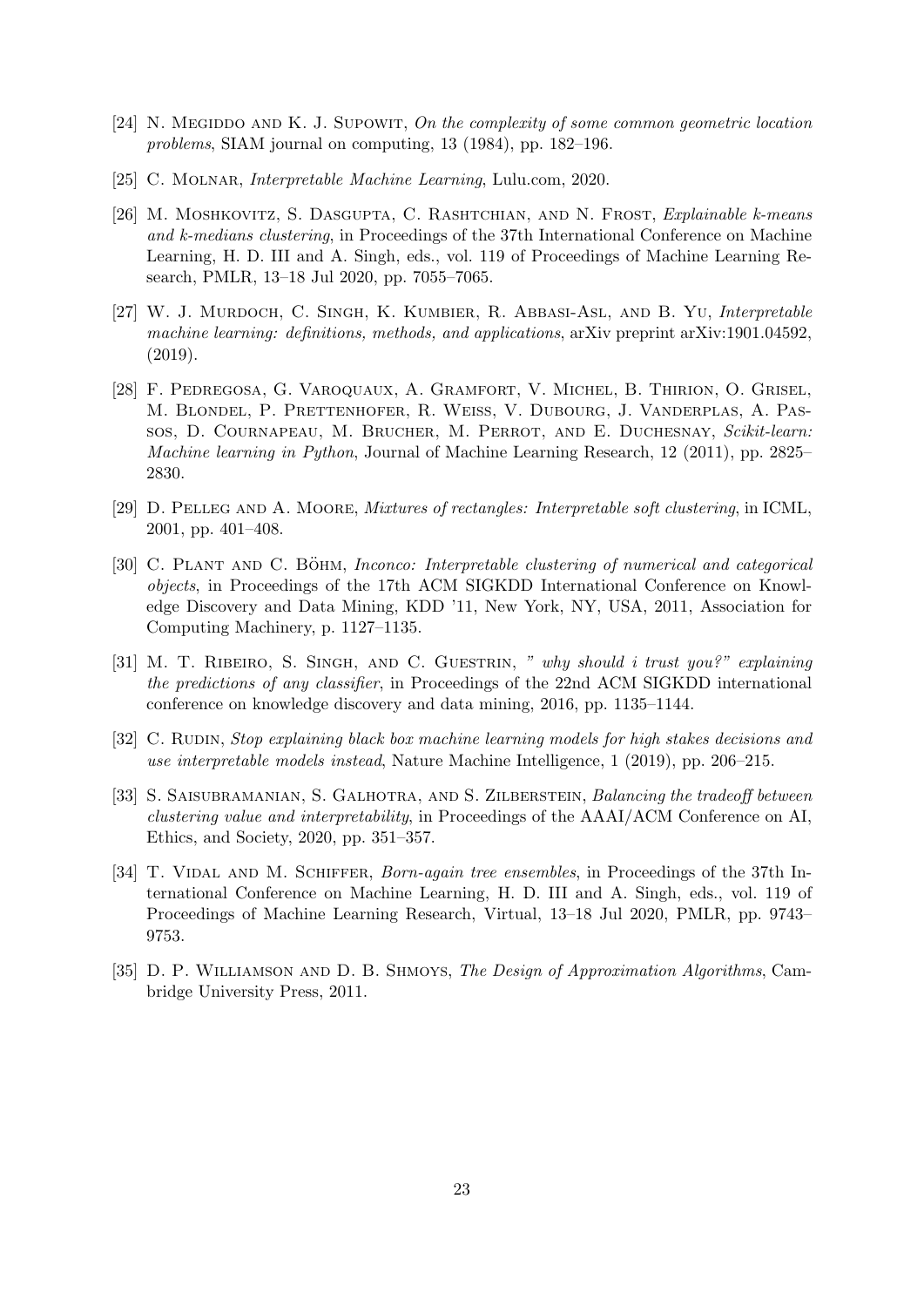[24] N. Megiddo and K. J. Supowit, *On the complexity of some common geometric location problems*, SIAM journal on computing, 13 (1984), pp. 182–196.

[25] C. Molnar, *Interpretable Machine Learning*, Lulu.com, 2020.

[26] M. Moshkovitz, S. Dasgupta, C. Rashtchian, and N. Frost, *Explainable k-means and k-medians clustering*, in Proceedings of the 37th International Conference on Machine Learning, H. D. III and A. Singh, eds., vol. 119 of Proceedings of Machine Learning Research, PMLR, 13–18 Jul 2020, pp. 7055–7065.

[27] W. J. Murdoch, C. Singh, K. Kumbier, R. Abbasi-Asl, and B. Yu, *Interpretable machine learning: definitions, methods, and applications*, arXiv preprint arXiv:1901.04592, (2019).

[28] F. Pedregosa, G. Varoquaux, A. Gramfort, V. Michel, B. Thirion, O. Grisel, M. Blondel, P. Prettenhofer, R. Weiss, V. Dubourg, J. Vanderplas, A. Passos, D. Cournapeau, M. Brucher, M. Perrot, and E. Duchesnay, *Scikit-learn: Machine learning in Python*, Journal of Machine Learning Research, 12 (2011), pp. 2825–2830.

[29] D. Pelleg and A. Moore, *Mixtures of rectangles: Interpretable soft clustering*, in ICML, 2001, pp. 401–408.

[30] C. Plant and C. Böhm, *Inconco: Interpretable clustering of numerical and categorical objects*, in Proceedings of the 17th ACM SIGKDD International Conference on Knowledge Discovery and Data Mining, KDD '11, New York, NY, USA, 2011, Association for Computing Machinery, p. 1127–1135.

[31] M. T. Ribeiro, S. Singh, and C. Guestrin, *" why should i trust you?" explaining the predictions of any classifier*, in Proceedings of the 22nd ACM SIGKDD international conference on knowledge discovery and data mining, 2016, pp. 1135–1144.

[32] C. Rudin, *Stop explaining black box machine learning models for high stakes decisions and use interpretable models instead*, Nature Machine Intelligence, 1 (2019), pp. 206–215.

[33] S. Saisubramanian, S. Galhotra, and S. Zilberstein, *Balancing the tradeoff between clustering value and interpretability*, in Proceedings of the AAAI/ACM Conference on AI, Ethics, and Society, 2020, pp. 351–357.

[34] T. Vidal and M. Schiffer, *Born-again tree ensembles*, in Proceedings of the 37th International Conference on Machine Learning, H. D. III and A. Singh, eds., vol. 119 of Proceedings of Machine Learning Research, Virtual, 13–18 Jul 2020, PMLR, pp. 9743–9753.

[35] D. P. Williamson and D. B. Shmoys, *The Design of Approximation Algorithms*, Cambridge University Press, 2011.